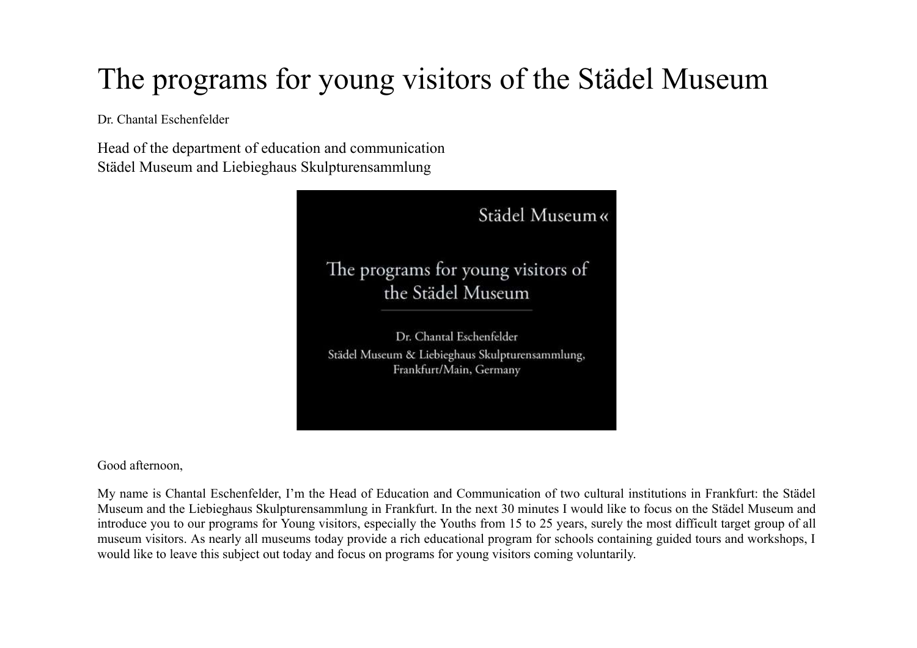# The programs for young visitors of the Städel Museum

Dr. Chantal Eschenfelder

Head of the department of education and communication
Städel Museum and Liebieghaus Skulpturensammlung

Good afternoon,

My name is Chantal Eschenfelder, I'm the Head of Education and Communication of two cultural institutions in Frankfurt: the Städel Museum and the Liebieghaus Skulpturensammlung in Frankfurt. In the next 30 minutes I would like to focus on the Städel Museum and introduce you to our programs for Young visitors, especially the Youths from 15 to 25 years, surely the most difficult target group of all museum visitors. As nearly all museums today provide a rich educational program for schools containing guided tours and workshops, I would like to leave this subject out today and focus on programs for young visitors coming voluntarily.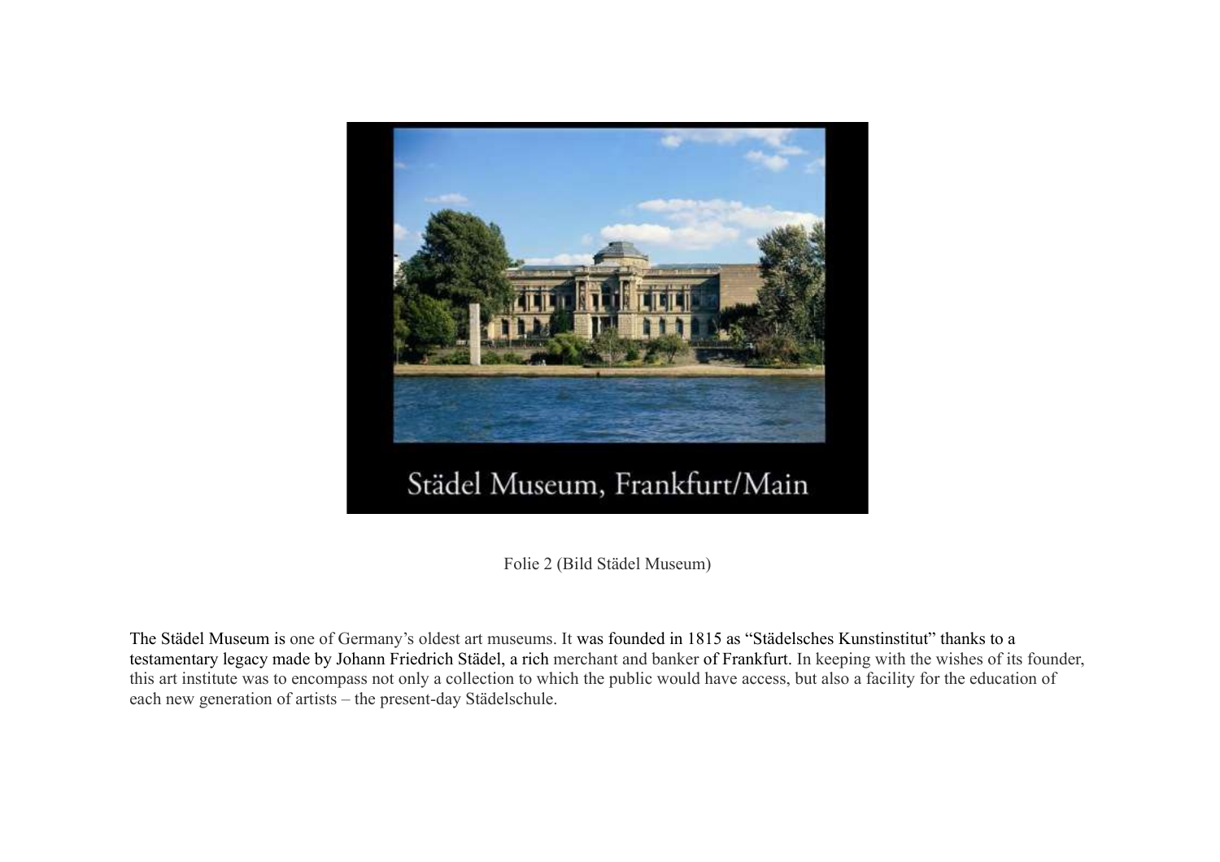Städel Museum, Frankfurt/Main

Folie 2 (Bild Städel Museum)

The Städel Museum is one of Germany's oldest art museums. It was founded in 1815 as "Städelsches Kunstinstitut" thanks to a testamentary legacy made by Johann Friedrich Städel, a rich merchant and banker of Frankfurt. In keeping with the wishes of its founder, this art institute was to encompass not only a collection to which the public would have access, but also a facility for the education of each new generation of artists – the present-day Städelschule.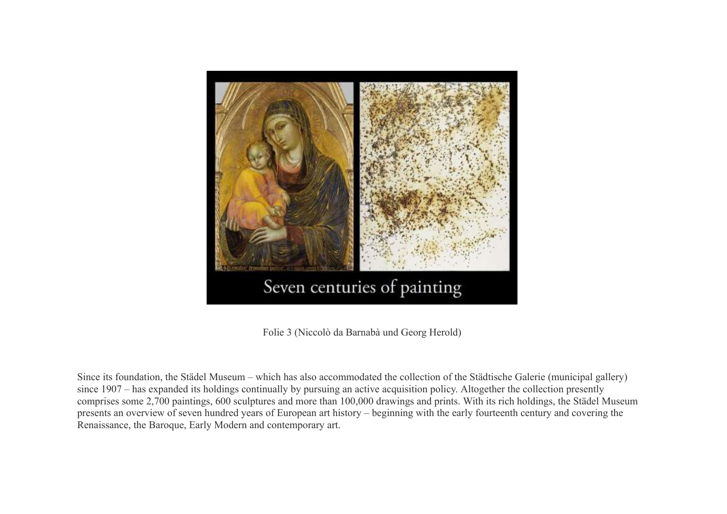Folie 3 (Niccolò da Barnabà und Georg Herold)

Since its foundation, the Städel Museum – which has also accommodated the collection of the Städtische Galerie (municipal gallery) since 1907 – has expanded its holdings continually by pursuing an active acquisition policy. Altogether the collection presently comprises some 2,700 paintings, 600 sculptures and more than 100,000 drawings and prints. With its rich holdings, the Städel Museum presents an overview of seven hundred years of European art history – beginning with the early fourteenth century and covering the Renaissance, the Baroque, Early Modern and contemporary art.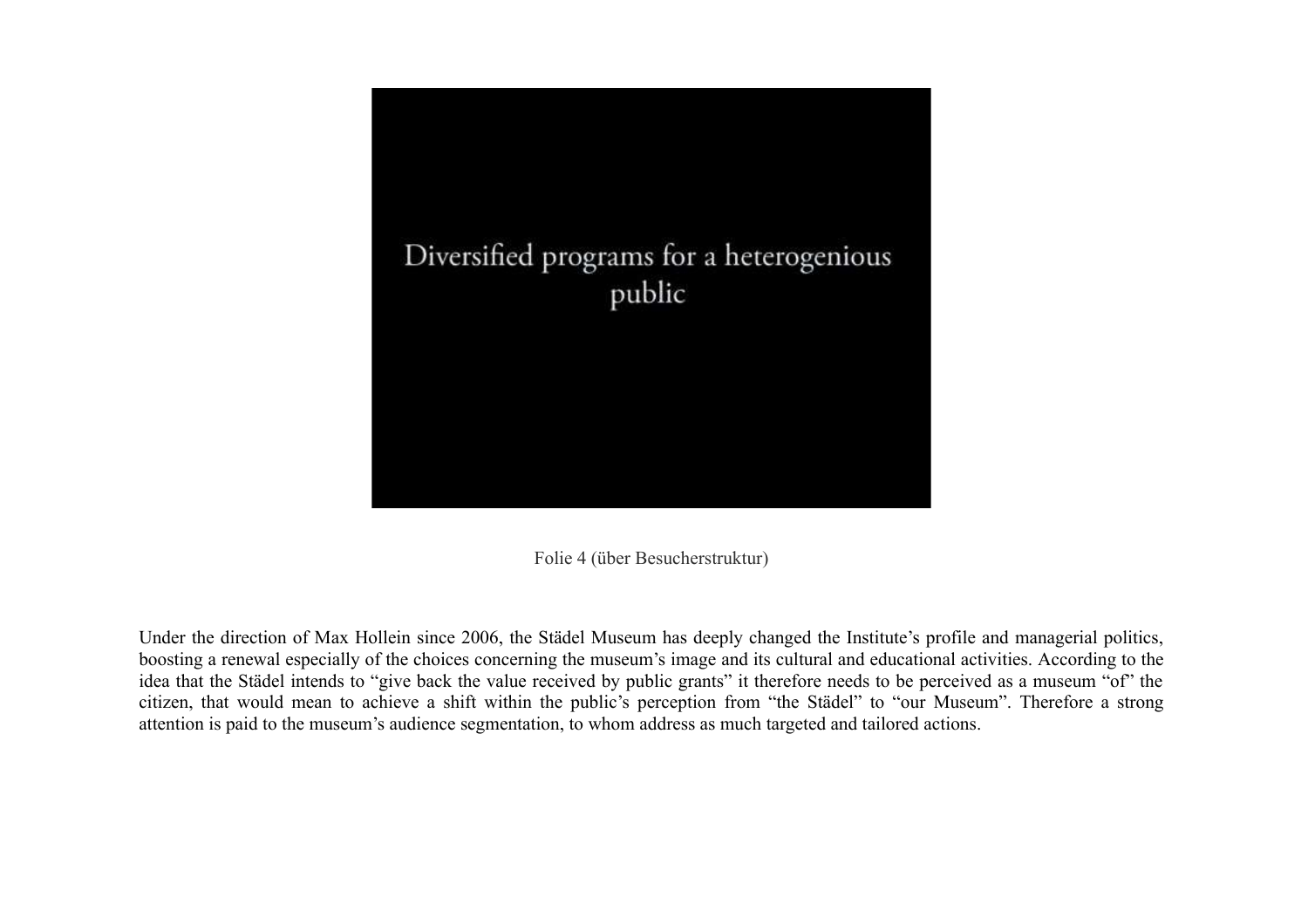Diversified programs for a heterogenious public

Folie 4 (über Besucherstruktur)

Under the direction of Max Hollein since 2006, the Städel Museum has deeply changed the Institute's profile and managerial politics, boosting a renewal especially of the choices concerning the museum's image and its cultural and educational activities. According to the idea that the Städel intends to "give back the value received by public grants" it therefore needs to be perceived as a museum "of" the citizen, that would mean to achieve a shift within the public's perception from "the Städel" to "our Museum". Therefore a strong attention is paid to the museum's audience segmentation, to whom address as much targeted and tailored actions.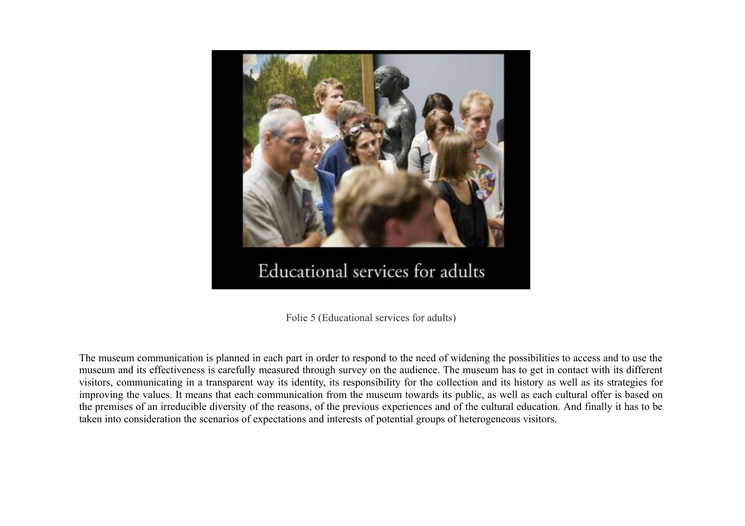Folie 5 (Educational services for adults)

The museum communication is planned in each part in order to respond to the need of widening the possibilities to access and to use the museum and its effectiveness is carefully measured through survey on the audience. The museum has to get in contact with its different visitors, communicating in a transparent way its identity, its responsibility for the collection and its history as well as its strategies for improving the values. It means that each communication from the museum towards its public, as well as each cultural offer is based on the premises of an irreducible diversity of the reasons, of the previous experiences and of the cultural education. And finally it has to be taken into consideration the scenarios of expectations and interests of potential groups of heterogeneous visitors.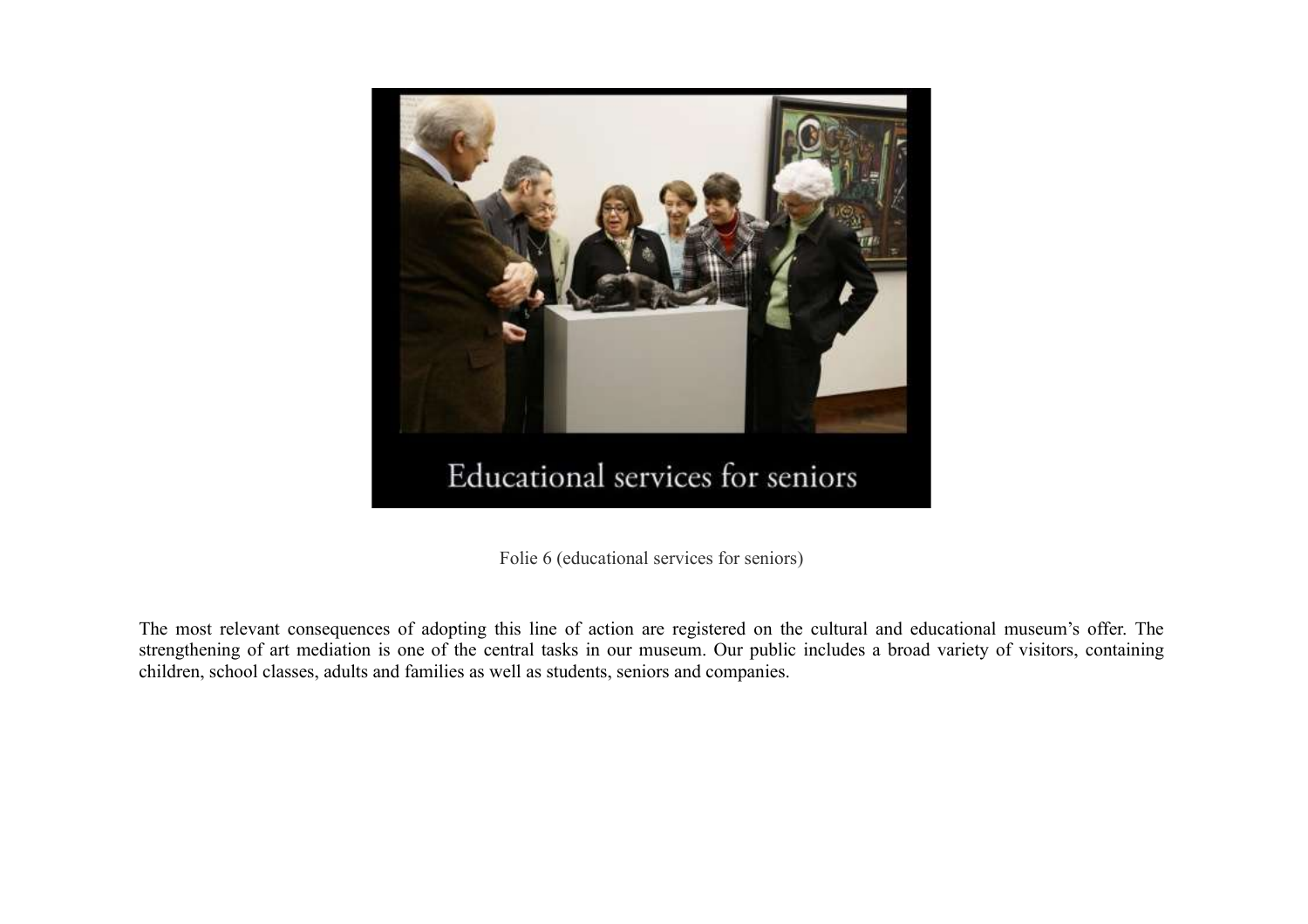Folie 6 (educational services for seniors)

The most relevant consequences of adopting this line of action are registered on the cultural and educational museum's offer. The strengthening of art mediation is one of the central tasks in our museum. Our public includes a broad variety of visitors, containing children, school classes, adults and families as well as students, seniors and companies.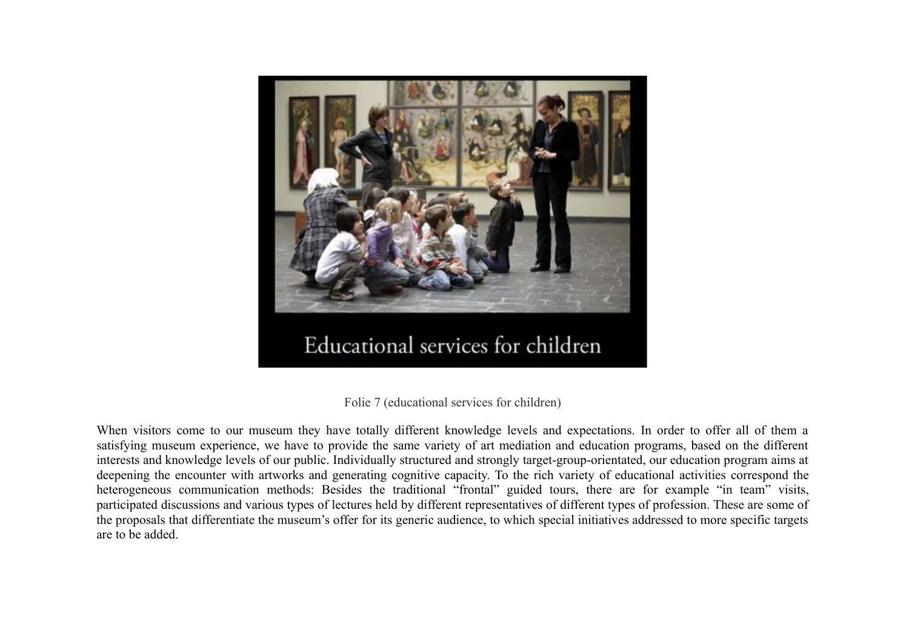Folie 7 (educational services for children)

When visitors come to our museum they have totally different knowledge levels and expectations. In order to offer all of them a satisfying museum experience, we have to provide the same variety of art mediation and education programs, based on the different interests and knowledge levels of our public. Individually structured and strongly target-group-orientated, our education program aims at deepening the encounter with artworks and generating cognitive capacity. To the rich variety of educational activities correspond the heterogeneous communication methods: Besides the traditional "frontal" guided tours, there are for example "in team" visits, participated discussions and various types of lectures held by different representatives of different types of profession. These are some of the proposals that differentiate the museum's offer for its generic audience, to which special initiatives addressed to more specific targets are to be added.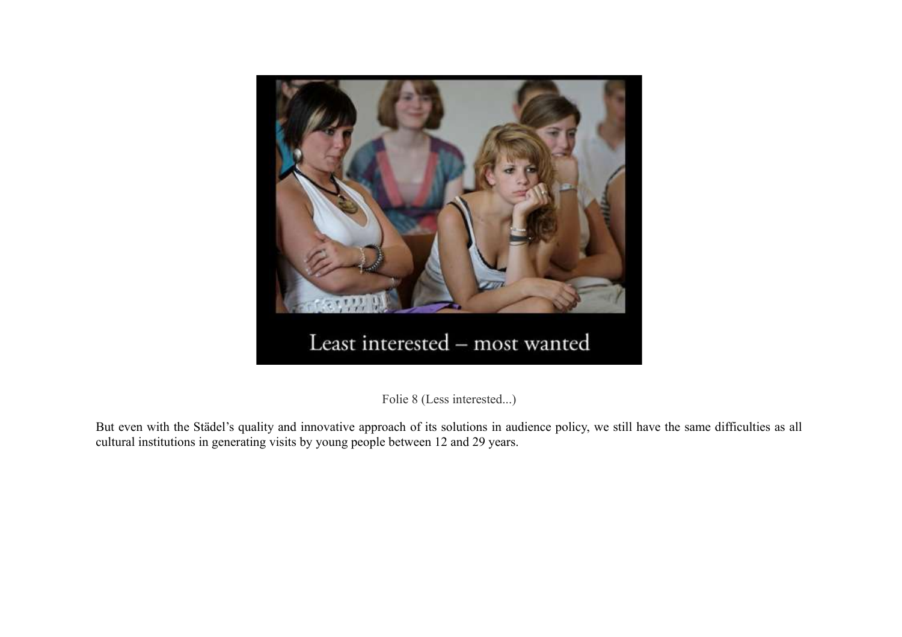Least interested – most wanted

Folie 8 (Less interested...)

But even with the Städel's quality and innovative approach of its solutions in audience policy, we still have the same difficulties as all cultural institutions in generating visits by young people between 12 and 29 years.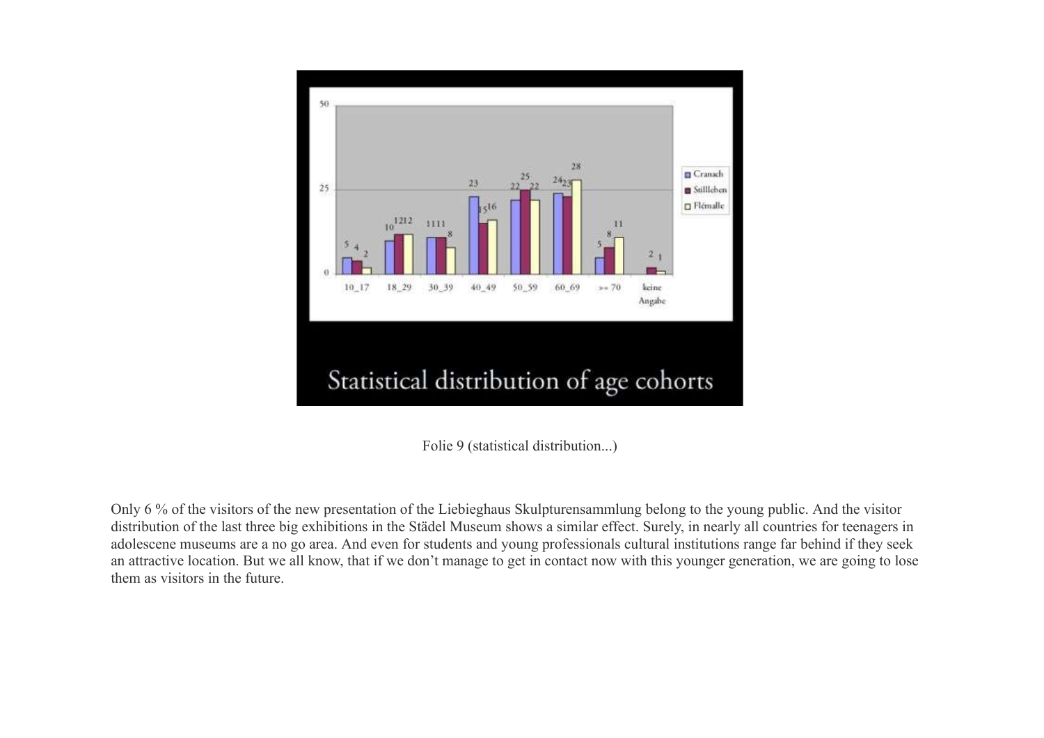Statistical distribution of age cohorts

| | 10_17 | 18_29 | 30_39 | 40_49 | 50_59 | 60_69 | >= 70 | keine Angabe |
|---|---|---|---|---|---|---|---|---|
| Cranach | 5 | 10 | 11 | 23 | 22 | 24 | 5 | |
| Stillleben | 4 | 12 | 11 | 15 | 25 | 23 | 8 | 2 |
| Flémalle | 2 | 12 | 8 | 16 | 22 | 28 | 11 | 1 |

Folie 9 (statistical distribution...)

Only 6 % of the visitors of the new presentation of the Liebieghaus Skulpturensammlung belong to the young public. And the visitor distribution of the last three big exhibitions in the Städel Museum shows a similar effect. Surely, in nearly all countries for teenagers in adolescene museums are a no go area. And even for students and young professionals cultural institutions range far behind if they seek an attractive location. But we all know, that if we don't manage to get in contact now with this younger generation, we are going to lose them as visitors in the future.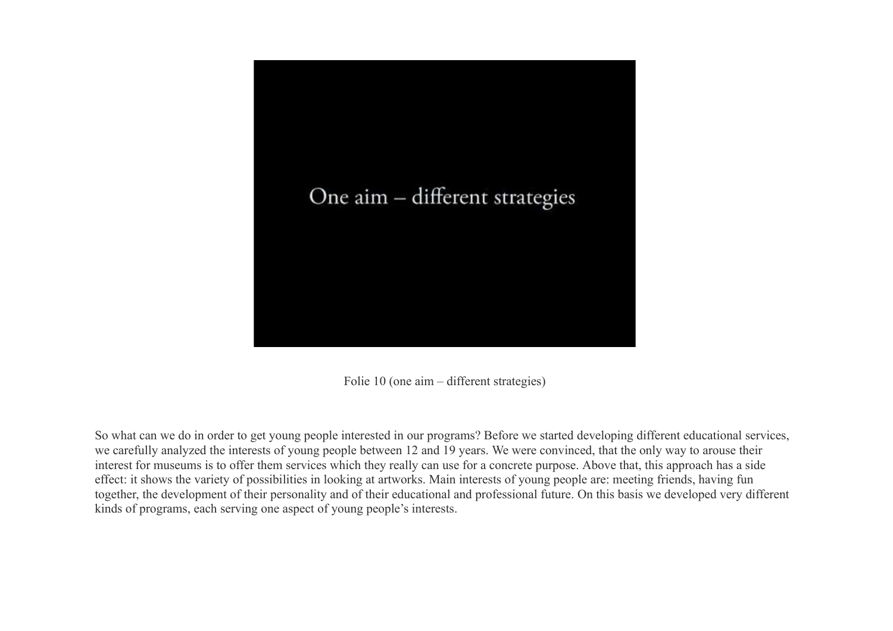One aim – different strategies

Folie 10 (one aim – different strategies)

So what can we do in order to get young people interested in our programs? Before we started developing different educational services, we carefully analyzed the interests of young people between 12 and 19 years. We were convinced, that the only way to arouse their interest for museums is to offer them services which they really can use for a concrete purpose. Above that, this approach has a side effect: it shows the variety of possibilities in looking at artworks. Main interests of young people are: meeting friends, having fun together, the development of their personality and of their educational and professional future. On this basis we developed very different kinds of programs, each serving one aspect of young people's interests.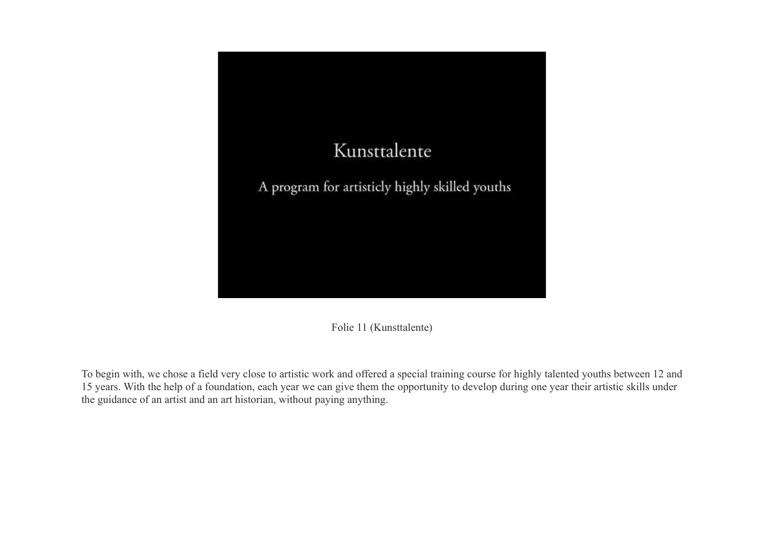Kunsttalente

A program for artisticly highly skilled youths

Folie 11 (Kunsttalente)

To begin with, we chose a field very close to artistic work and offered a special training course for highly talented youths between 12 and 15 years. With the help of a foundation, each year we can give them the opportunity to develop during one year their artistic skills under the guidance of an artist and an art historian, without paying anything.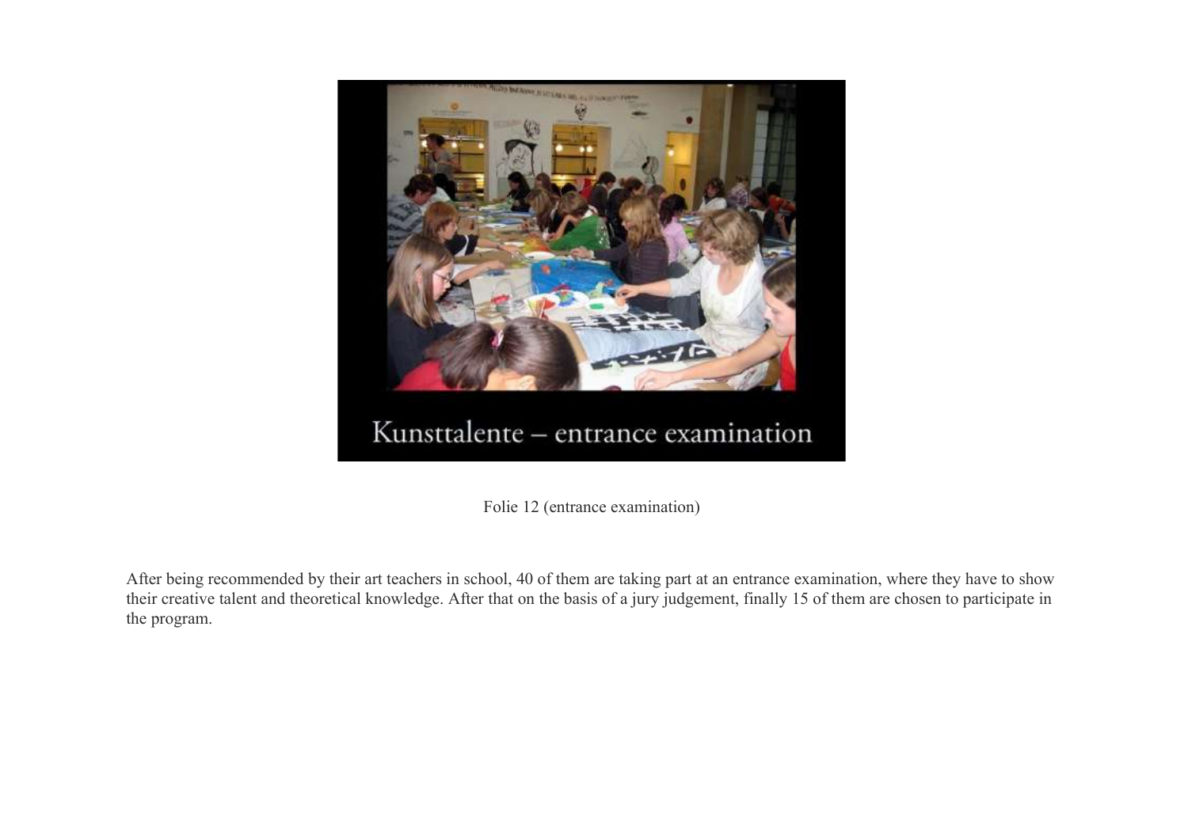Kunsttalente – entrance examination

Folie 12 (entrance examination)

After being recommended by their art teachers in school, 40 of them are taking part at an entrance examination, where they have to show their creative talent and theoretical knowledge. After that on the basis of a jury judgement, finally 15 of them are chosen to participate in the program.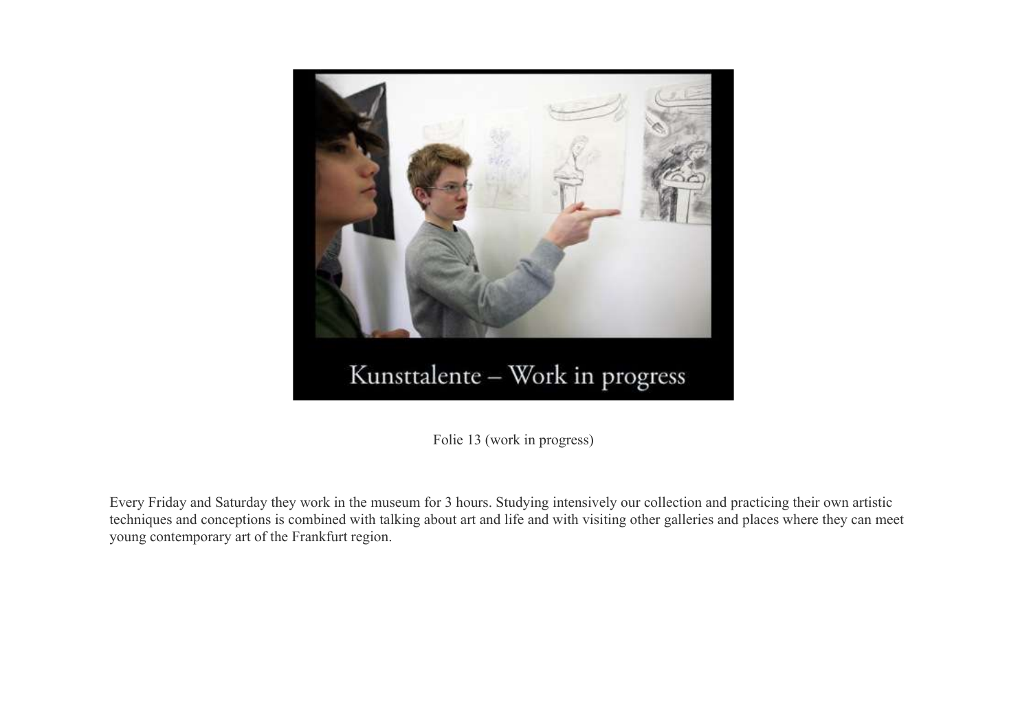Kunsttalente – Work in progress

Folie 13 (work in progress)

Every Friday and Saturday they work in the museum for 3 hours. Studying intensively our collection and practicing their own artistic techniques and conceptions is combined with talking about art and life and with visiting other galleries and places where they can meet young contemporary art of the Frankfurt region.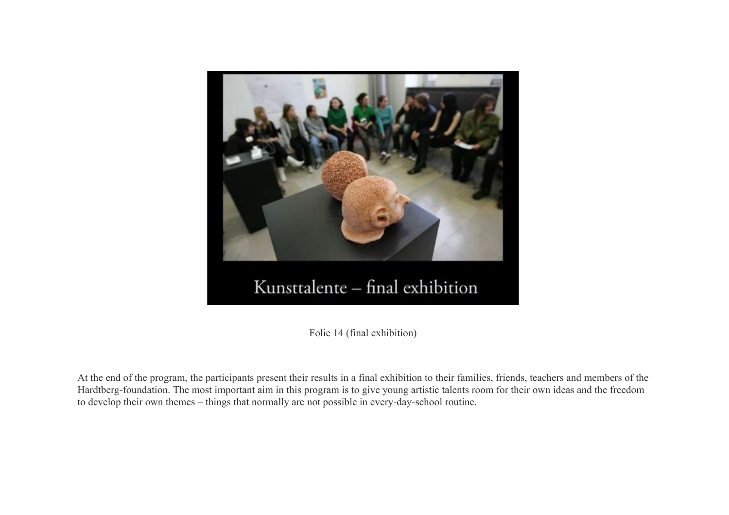Kunsttalente – final exhibition

Folie 14 (final exhibition)

At the end of the program, the participants present their results in a final exhibition to their families, friends, teachers and members of the Hardtberg-foundation. The most important aim in this program is to give young artistic talents room for their own ideas and the freedom to develop their own themes – things that normally are not possible in every-day-school routine.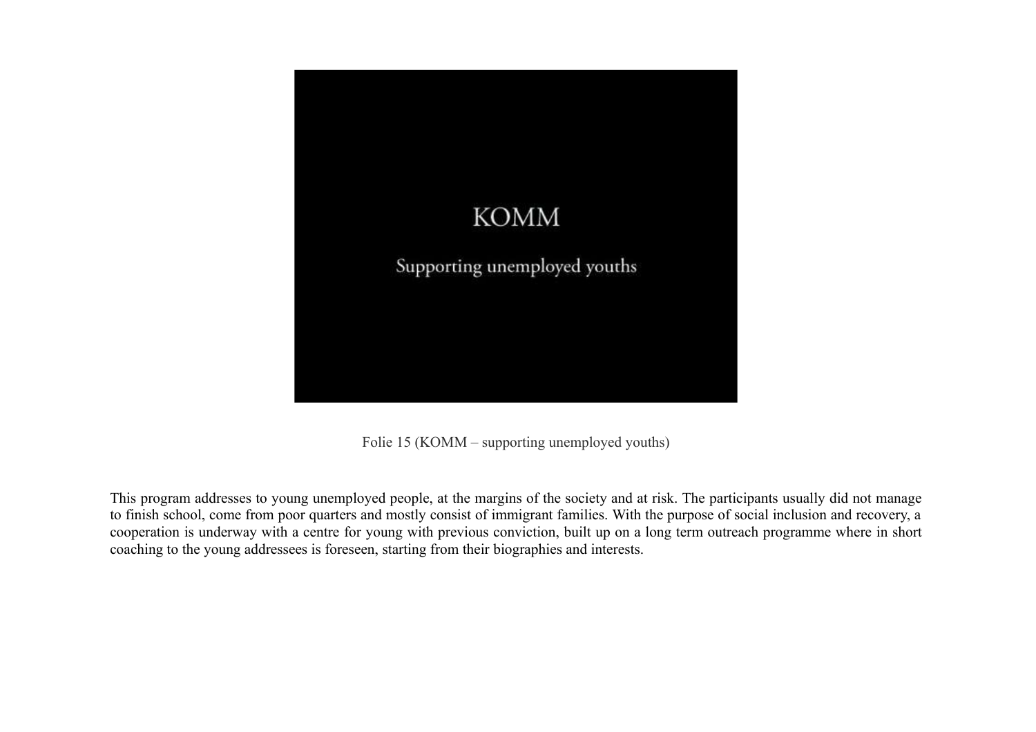KOMM

Supporting unemployed youths

Folie 15 (KOMM – supporting unemployed youths)

This program addresses to young unemployed people, at the margins of the society and at risk. The participants usually did not manage to finish school, come from poor quarters and mostly consist of immigrant families. With the purpose of social inclusion and recovery, a cooperation is underway with a centre for young with previous conviction, built up on a long term outreach programme where in short coaching to the young addressees is foreseen, starting from their biographies and interests.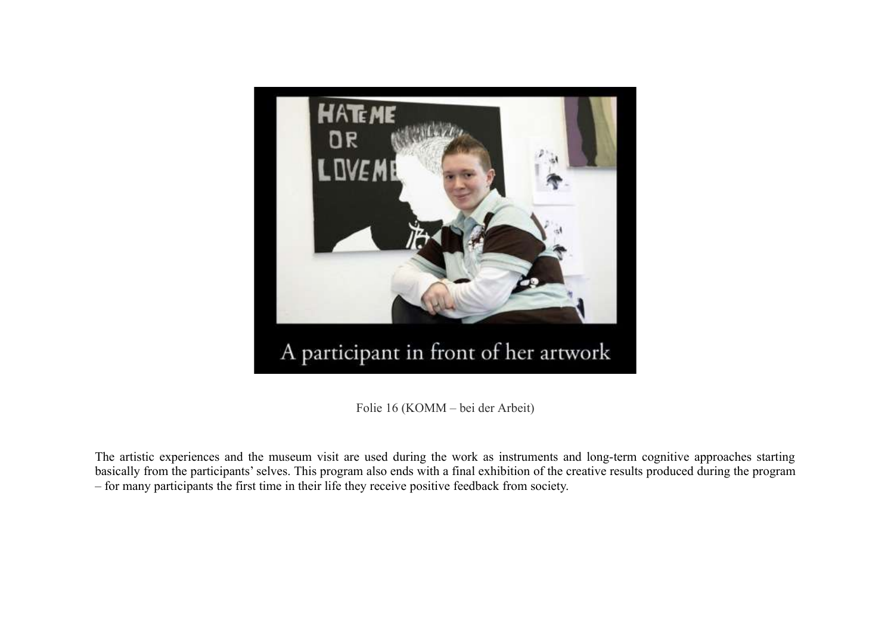A participant in front of her artwork

Folie 16 (KOMM – bei der Arbeit)

The artistic experiences and the museum visit are used during the work as instruments and long-term cognitive approaches starting basically from the participants' selves. This program also ends with a final exhibition of the creative results produced during the program – for many participants the first time in their life they receive positive feedback from society.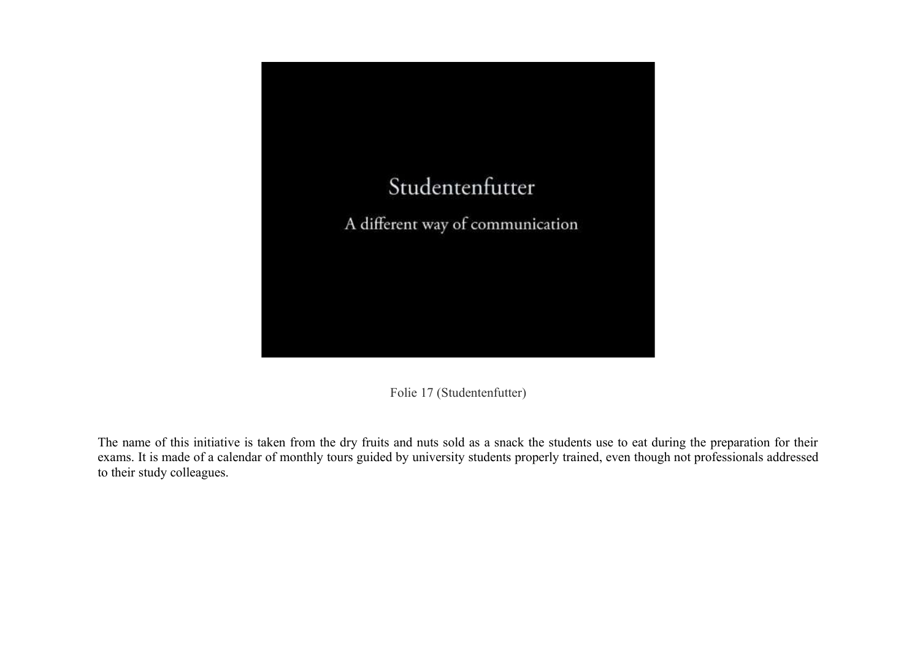Studentenfutter

A different way of communication

Folie 17 (Studentenfutter)

The name of this initiative is taken from the dry fruits and nuts sold as a snack the students use to eat during the preparation for their exams. It is made of a calendar of monthly tours guided by university students properly trained, even though not professionals addressed to their study colleagues.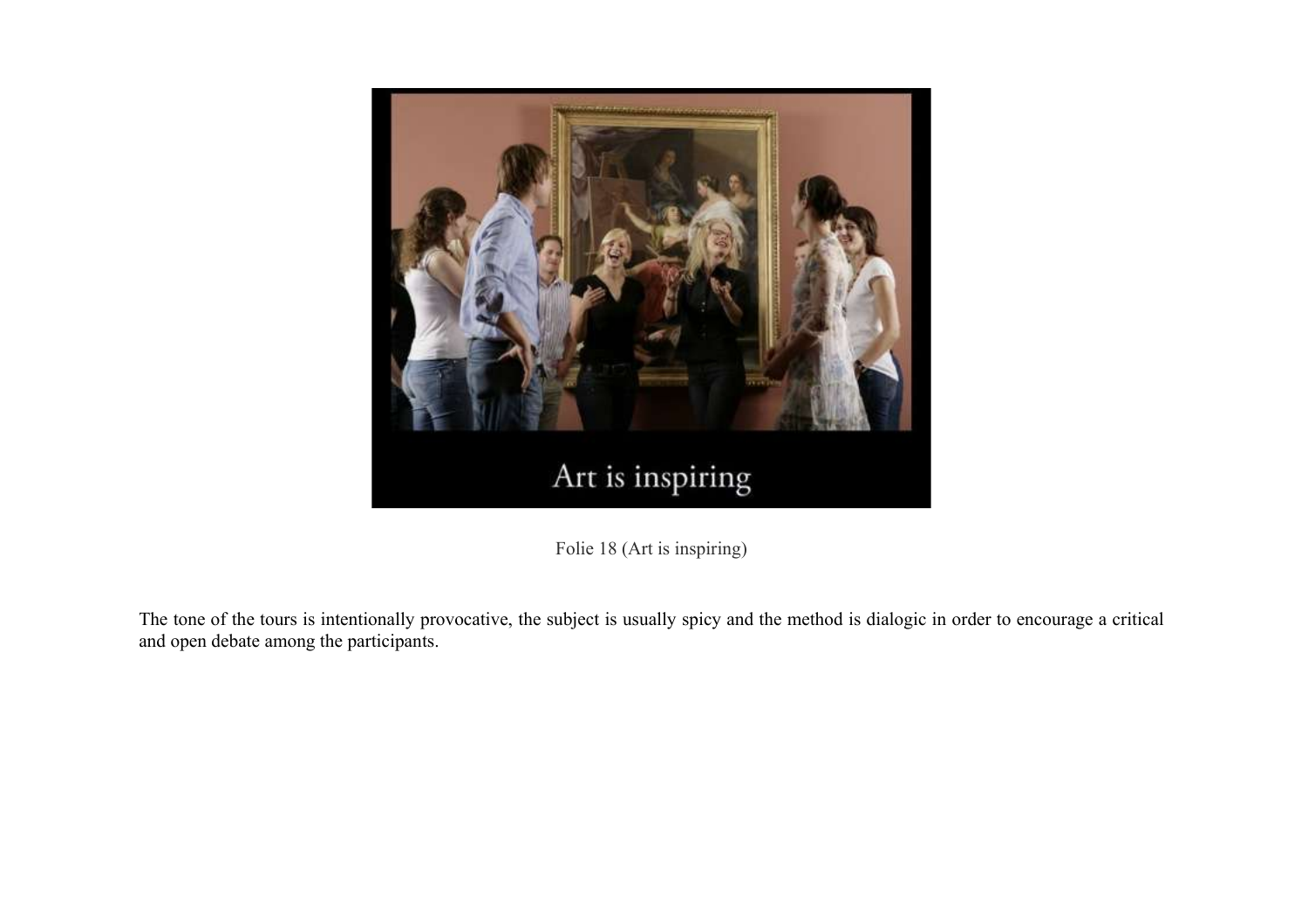Folie 18 (Art is inspiring)

The tone of the tours is intentionally provocative, the subject is usually spicy and the method is dialogic in order to encourage a critical and open debate among the participants.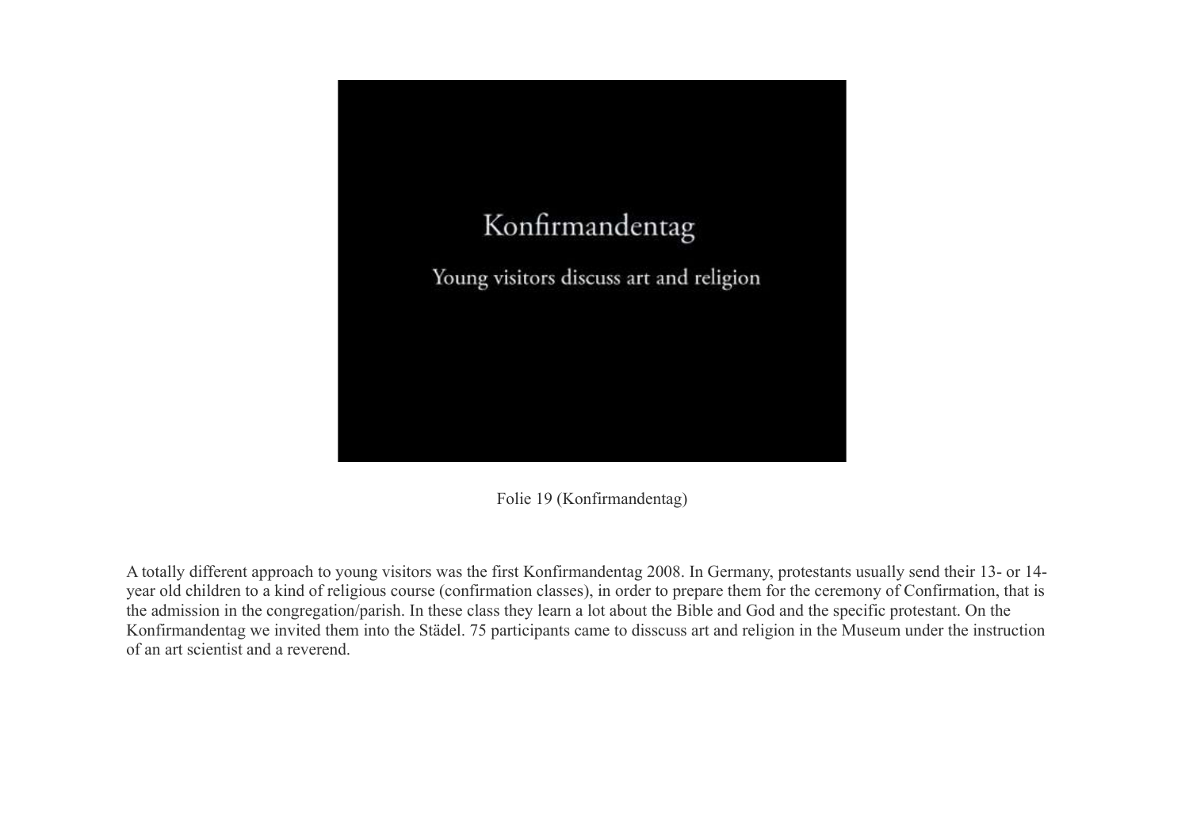Konfirmandentag

Young visitors discuss art and religion

Folie 19 (Konfirmandentag)

A totally different approach to young visitors was the first Konfirmandentag 2008. In Germany, protestants usually send their 13- or 14-year old children to a kind of religious course (confirmation classes), in order to prepare them for the ceremony of Confirmation, that is the admission in the congregation/parish. In these class they learn a lot about the Bible and God and the specific protestant. On the Konfirmandentag we invited them into the Städel. 75 participants came to disscuss art and religion in the Museum under the instruction of an art scientist and a reverend.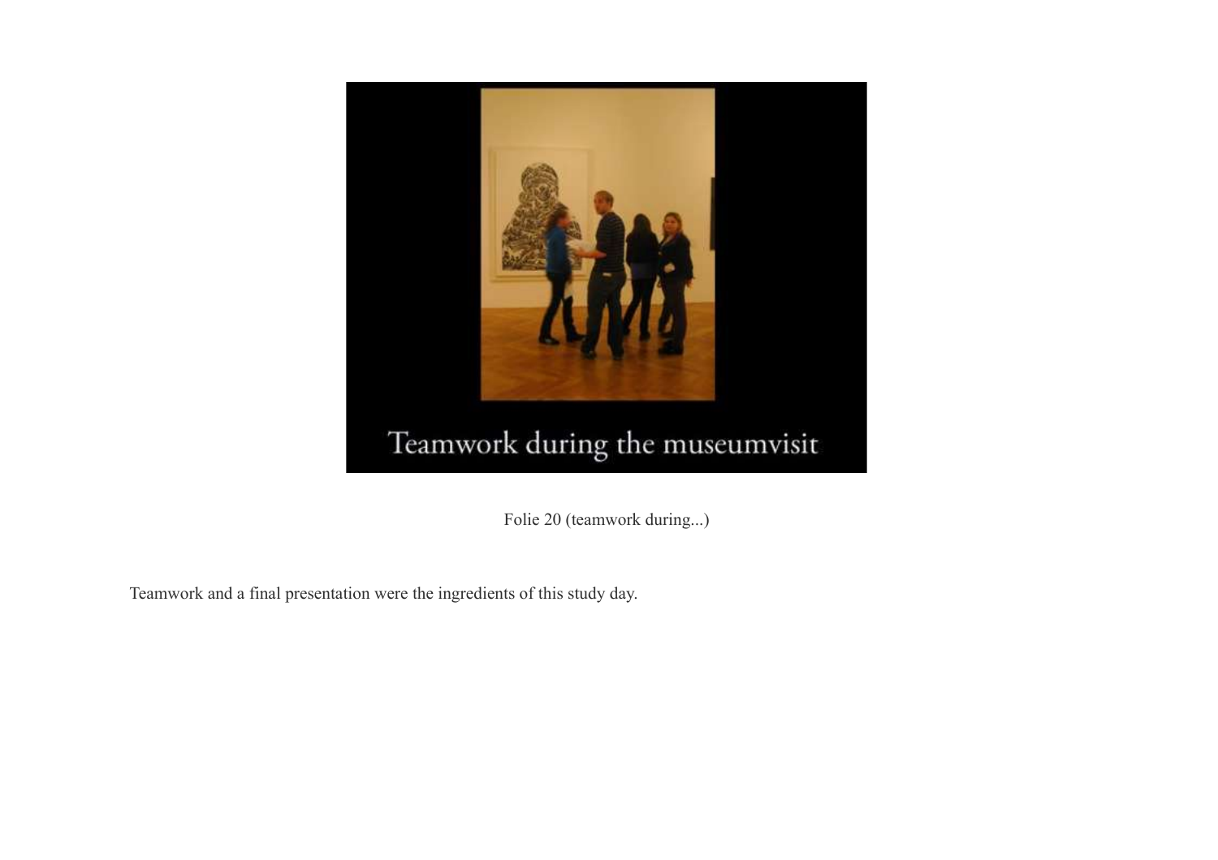Folie 20 (teamwork during...)

Teamwork and a final presentation were the ingredients of this study day.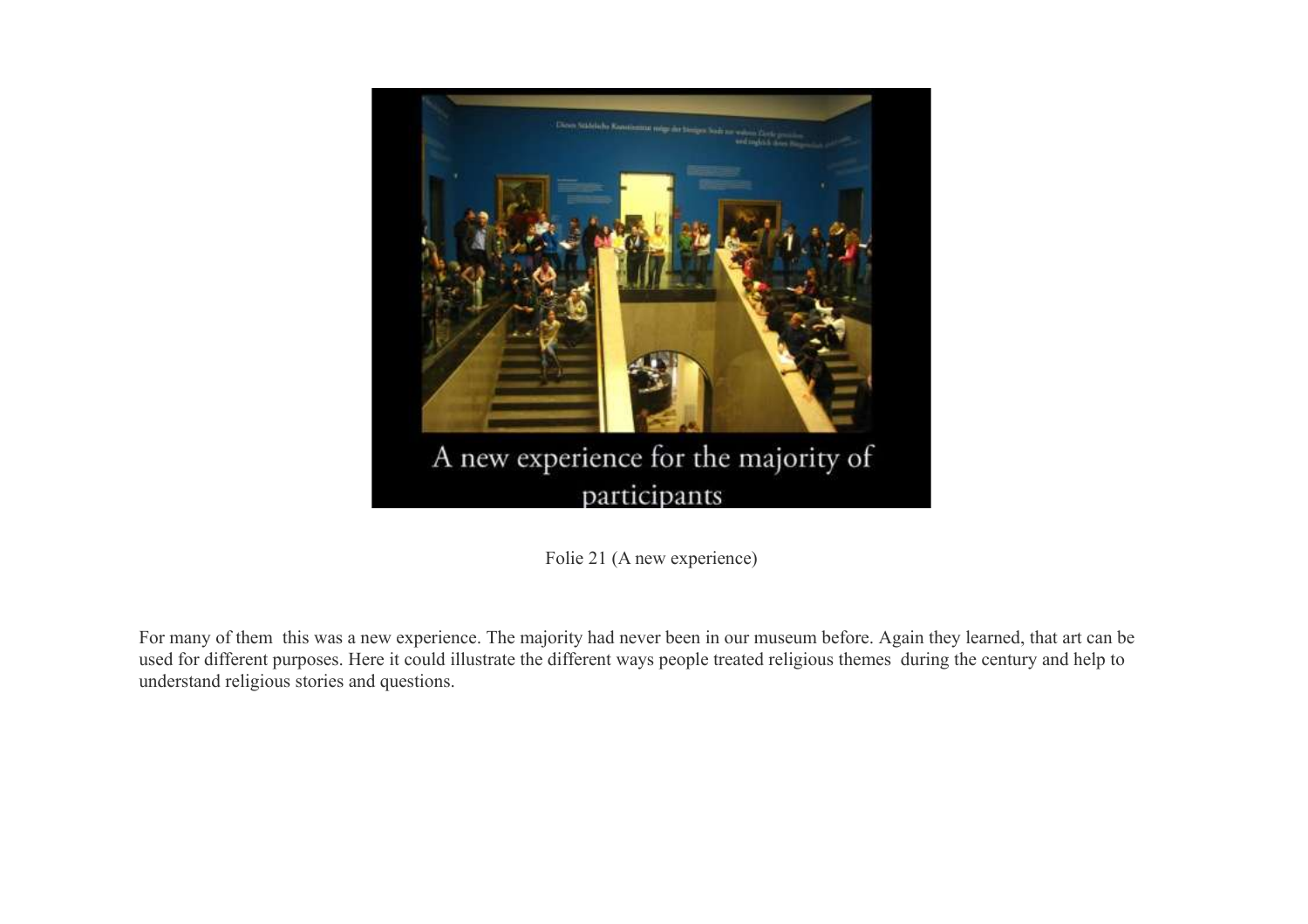A new experience for the majority of participants

Folie 21 (A new experience)

For many of them  this was a new experience. The majority had never been in our museum before. Again they learned, that art can be used for different purposes. Here it could illustrate the different ways people treated religious themes  during the century and help to understand religious stories and questions.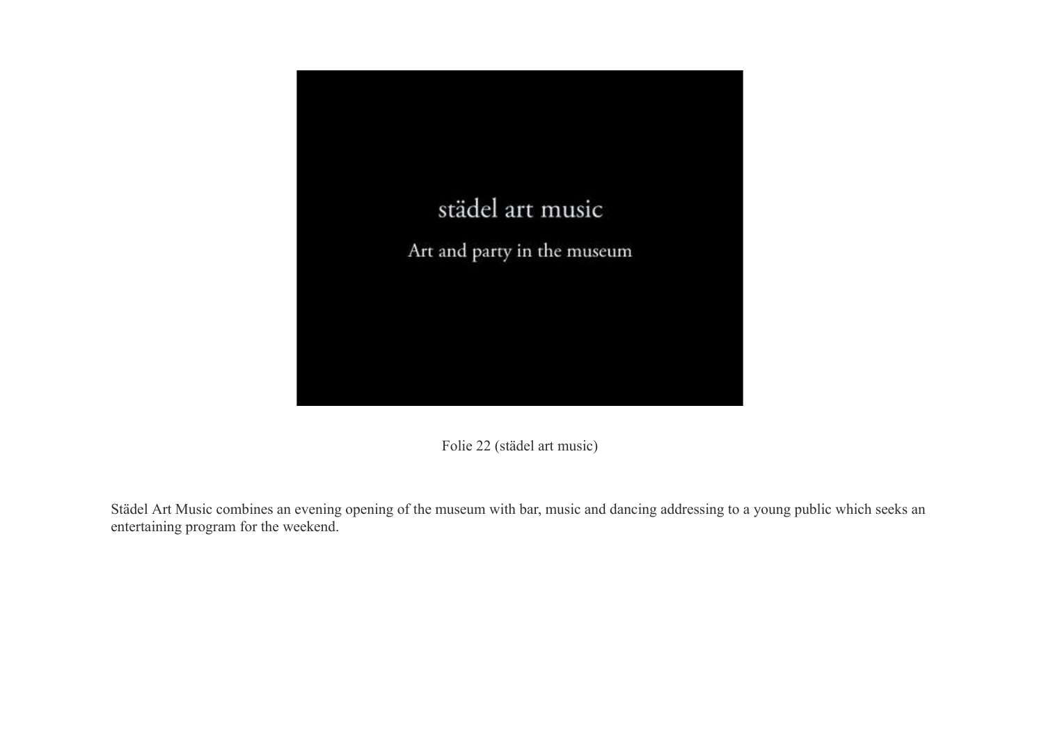städel art music

Art and party in the museum

Folie 22 (städel art music)

Städel Art Music combines an evening opening of the museum with bar, music and dancing addressing to a young public which seeks an entertaining program for the weekend.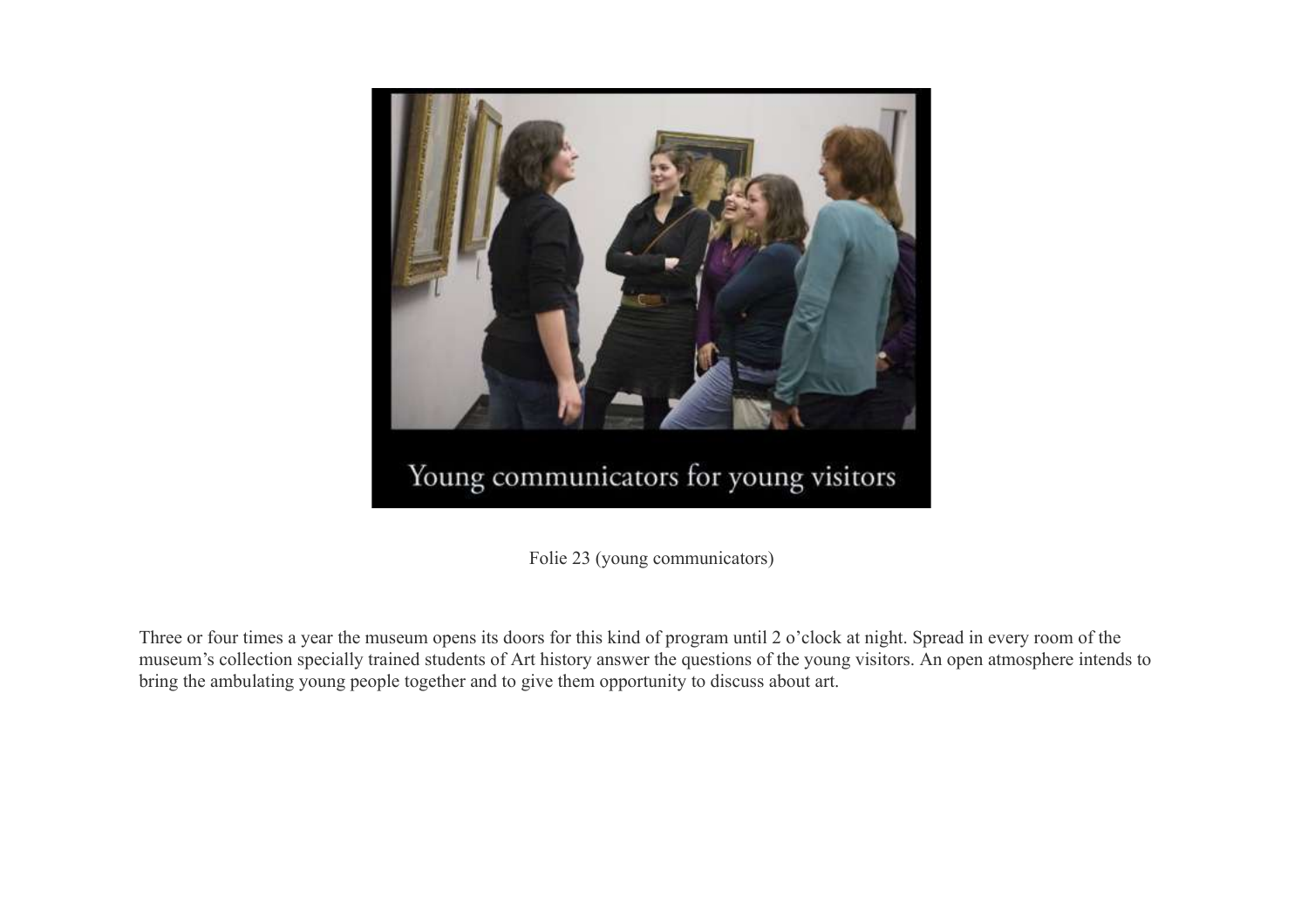Young communicators for young visitors

Folie 23 (young communicators)

Three or four times a year the museum opens its doors for this kind of program until 2 o'clock at night. Spread in every room of the museum's collection specially trained students of Art history answer the questions of the young visitors. An open atmosphere intends to bring the ambulating young people together and to give them opportunity to discuss about art.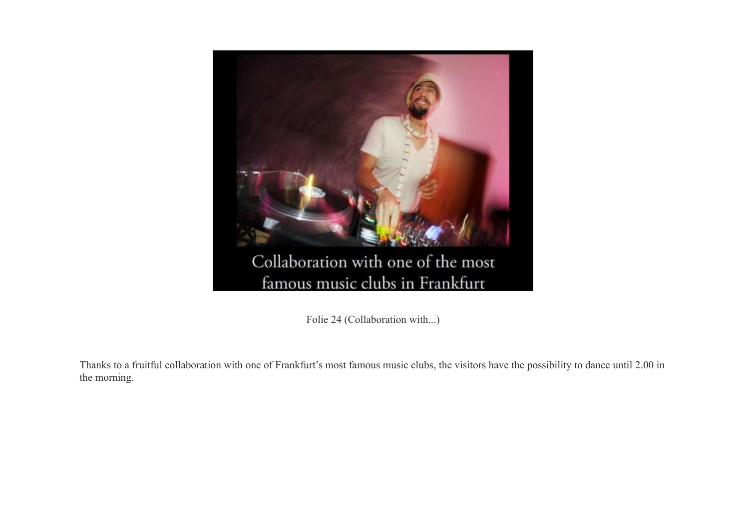Collaboration with one of the most famous music clubs in Frankfurt

Folie 24 (Collaboration with...)

Thanks to a fruitful collaboration with one of Frankfurt's most famous music clubs, the visitors have the possibility to dance until 2.00 in the morning.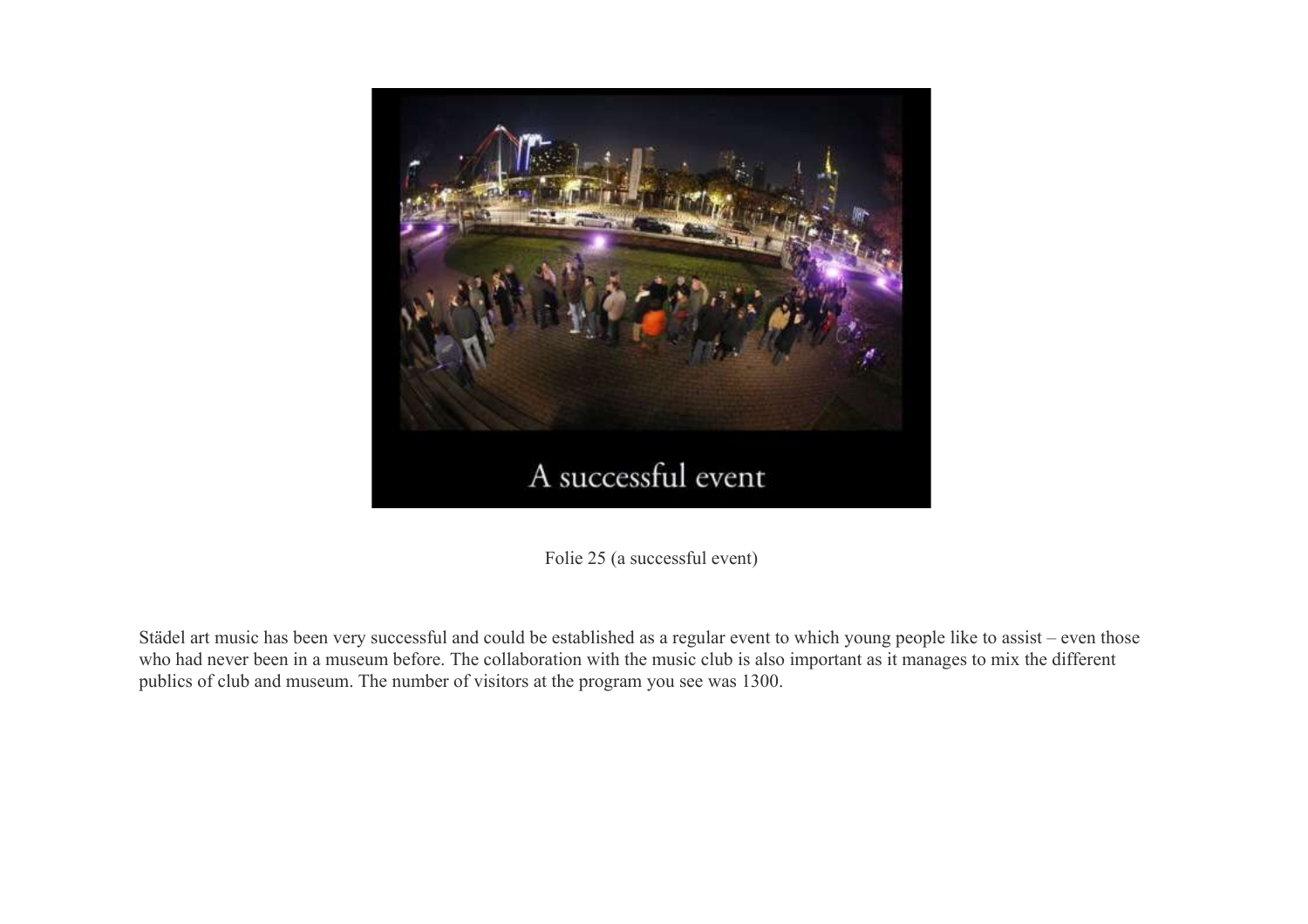Folie 25 (a successful event)

Städel art music has been very successful and could be established as a regular event to which young people like to assist – even those who had never been in a museum before. The collaboration with the music club is also important as it manages to mix the different publics of club and museum. The number of visitors at the program you see was 1300.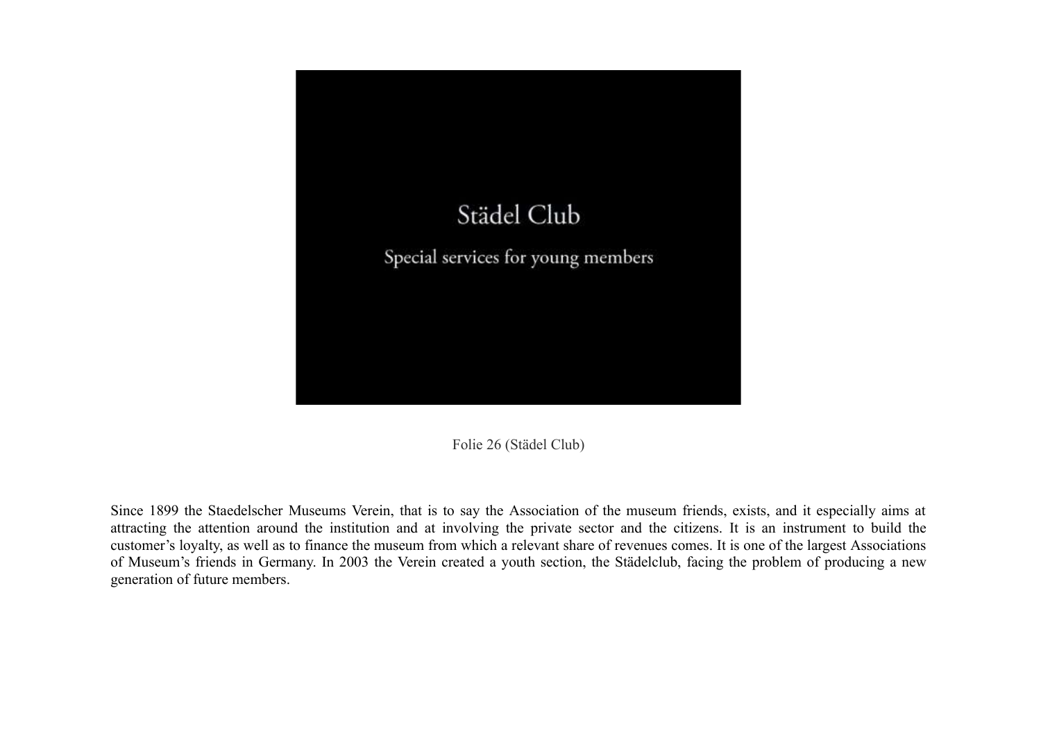Städel Club

Special services for young members

Folie 26 (Städel Club)

Since 1899 the Staedelscher Museums Verein, that is to say the Association of the museum friends, exists, and it especially aims at attracting the attention around the institution and at involving the private sector and the citizens. It is an instrument to build the customer's loyalty, as well as to finance the museum from which a relevant share of revenues comes. It is one of the largest Associations of Museum's friends in Germany. In 2003 the Verein created a youth section, the Städelclub, facing the problem of producing a new generation of future members.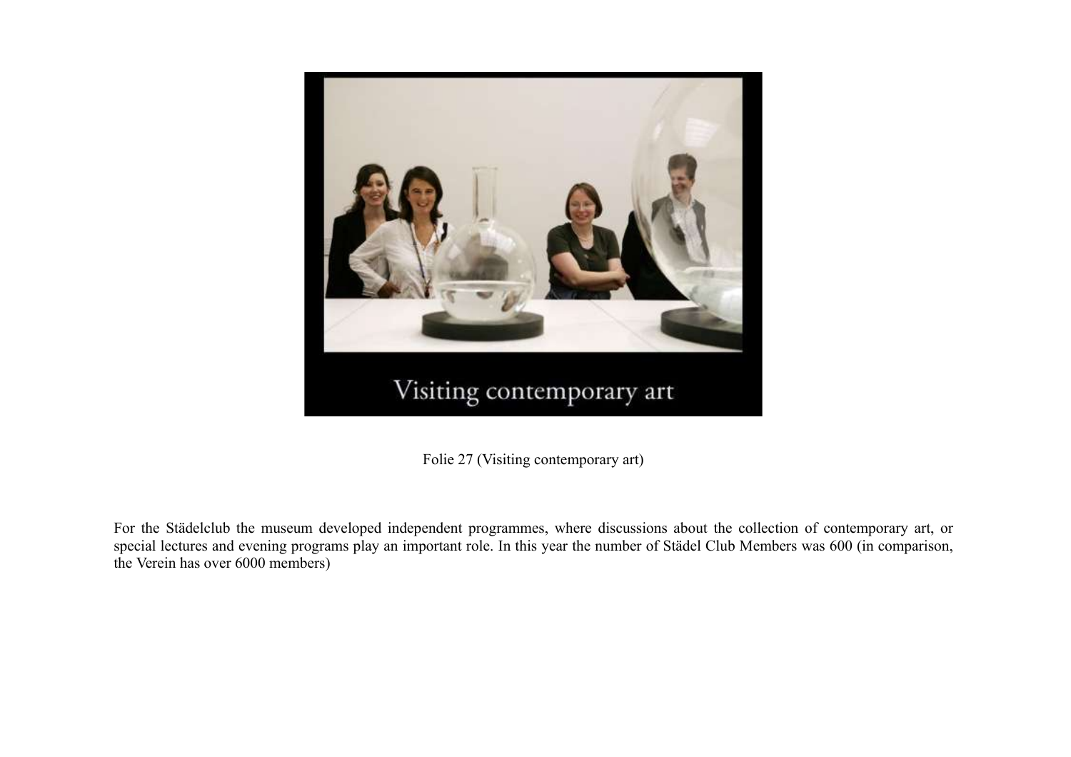Folie 27 (Visiting contemporary art)

For the Städelclub the museum developed independent programmes, where discussions about the collection of contemporary art, or special lectures and evening programs play an important role. In this year the number of Städel Club Members was 600 (in comparison, the Verein has over 6000 members)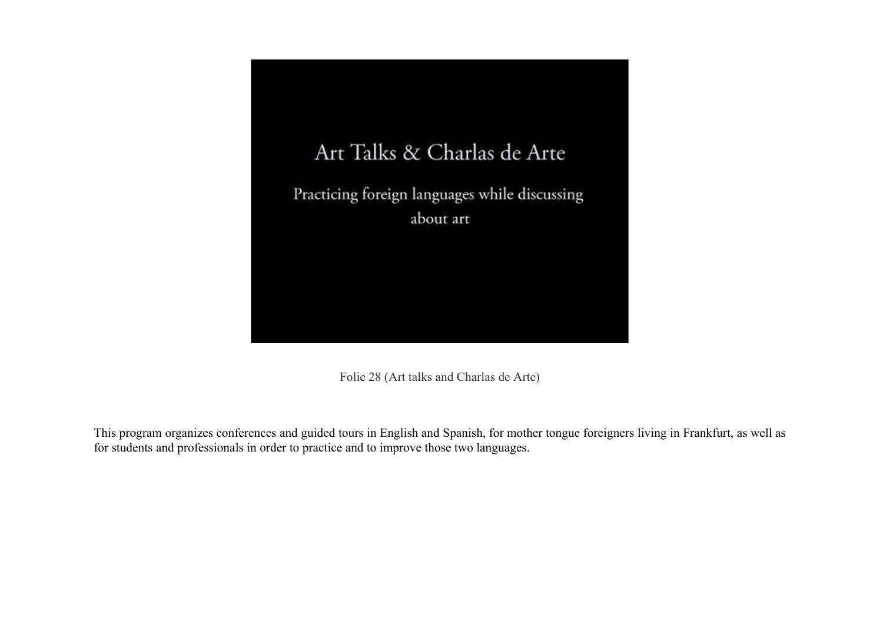Art Talks & Charlas de Arte

Practicing foreign languages while discussing about art

Folie 28 (Art talks and Charlas de Arte)

This program organizes conferences and guided tours in English and Spanish, for mother tongue foreigners living in Frankfurt, as well as for students and professionals in order to practice and to improve those two languages.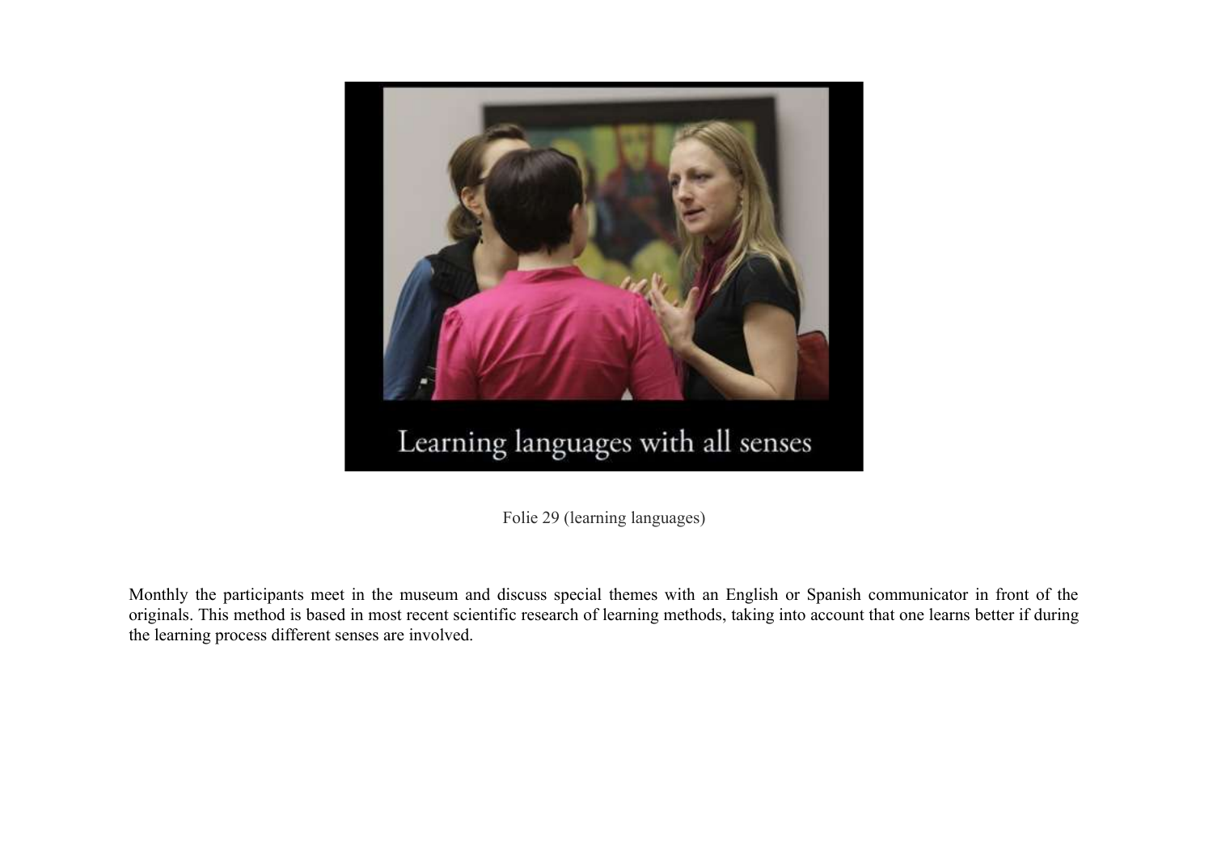Learning languages with all senses

Folie 29 (learning languages)

Monthly the participants meet in the museum and discuss special themes with an English or Spanish communicator in front of the originals. This method is based in most recent scientific research of learning methods, taking into account that one learns better if during the learning process different senses are involved.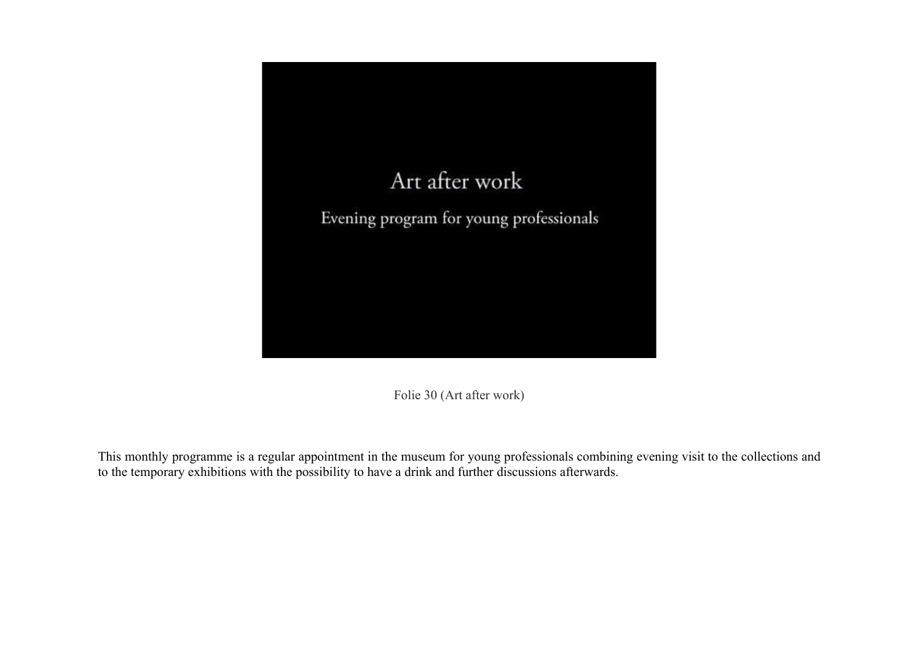Art after work

Evening program for young professionals

Folie 30 (Art after work)

This monthly programme is a regular appointment in the museum for young professionals combining evening visit to the collections and to the temporary exhibitions with the possibility to have a drink and further discussions afterwards.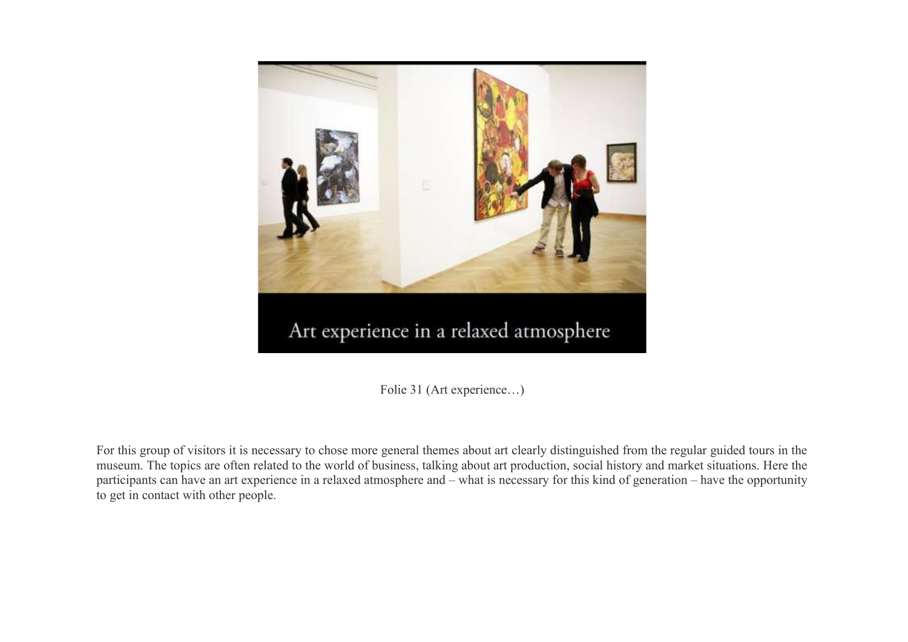Art experience in a relaxed atmosphere

Folie 31 (Art experience…)

For this group of visitors it is necessary to chose more general themes about art clearly distinguished from the regular guided tours in the museum. The topics are often related to the world of business, talking about art production, social history and market situations. Here the participants can have an art experience in a relaxed atmosphere and – what is necessary for this kind of generation – have the opportunity to get in contact with other people.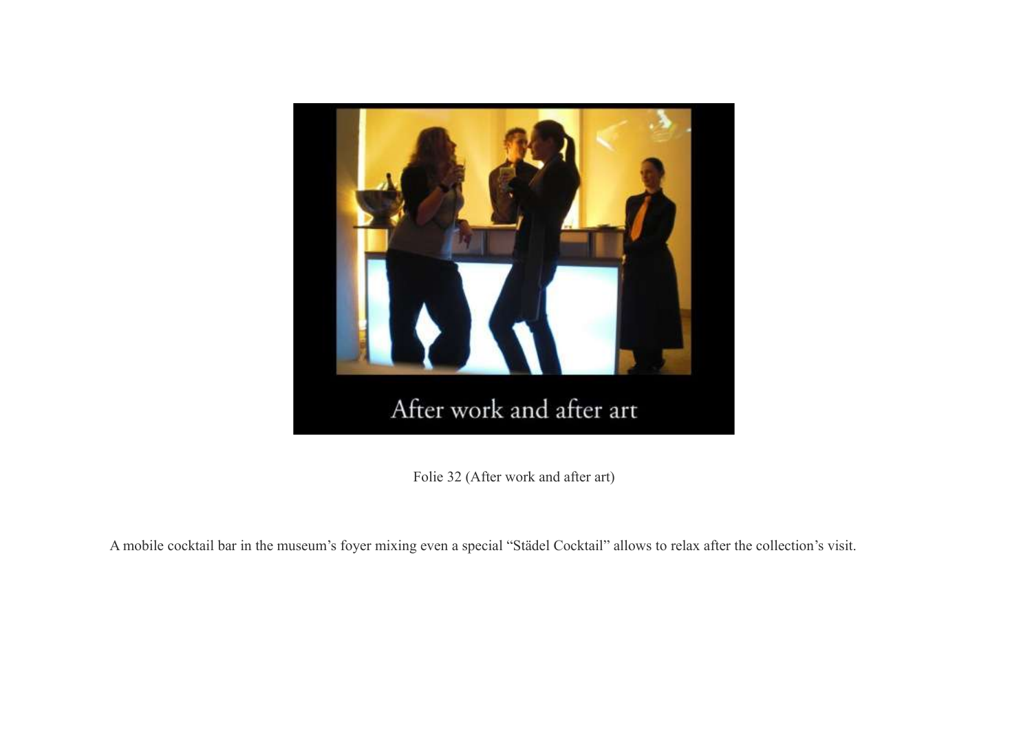Folie 32 (After work and after art)

A mobile cocktail bar in the museum's foyer mixing even a special "Städel Cocktail" allows to relax after the collection's visit.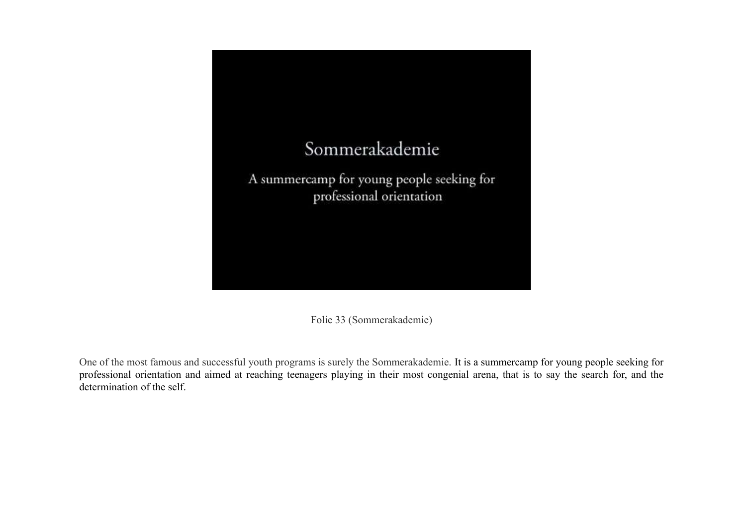Sommerakademie

A summercamp for young people seeking for professional orientation

Folie 33 (Sommerakademie)

One of the most famous and successful youth programs is surely the Sommerakademie. It is a summercamp for young people seeking for professional orientation and aimed at reaching teenagers playing in their most congenial arena, that is to say the search for, and the determination of the self.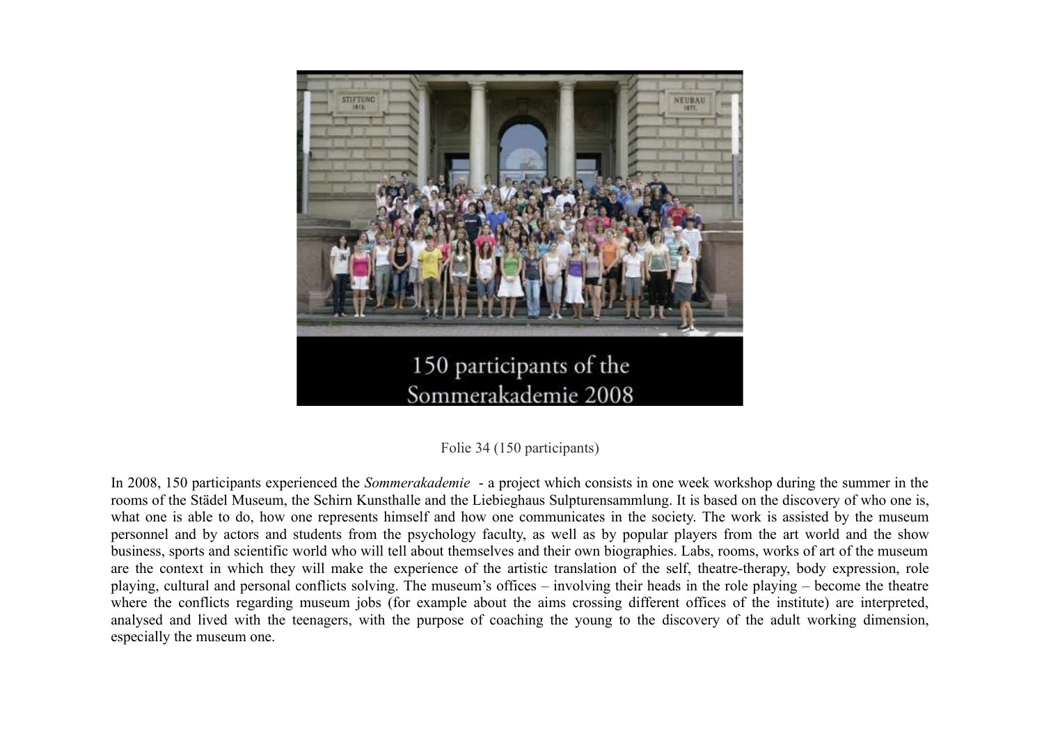Folie 34 (150 participants)

In 2008, 150 participants experienced the *Sommerakademie* - a project which consists in one week workshop during the summer in the rooms of the Städel Museum, the Schirn Kunsthalle and the Liebieghaus Sulpturensammlung. It is based on the discovery of who one is, what one is able to do, how one represents himself and how one communicates in the society. The work is assisted by the museum personnel and by actors and students from the psychology faculty, as well as by popular players from the art world and the show business, sports and scientific world who will tell about themselves and their own biographies. Labs, rooms, works of art of the museum are the context in which they will make the experience of the artistic translation of the self, theatre-therapy, body expression, role playing, cultural and personal conflicts solving. The museum's offices – involving their heads in the role playing – become the theatre where the conflicts regarding museum jobs (for example about the aims crossing different offices of the institute) are interpreted, analysed and lived with the teenagers, with the purpose of coaching the young to the discovery of the adult working dimension, especially the museum one.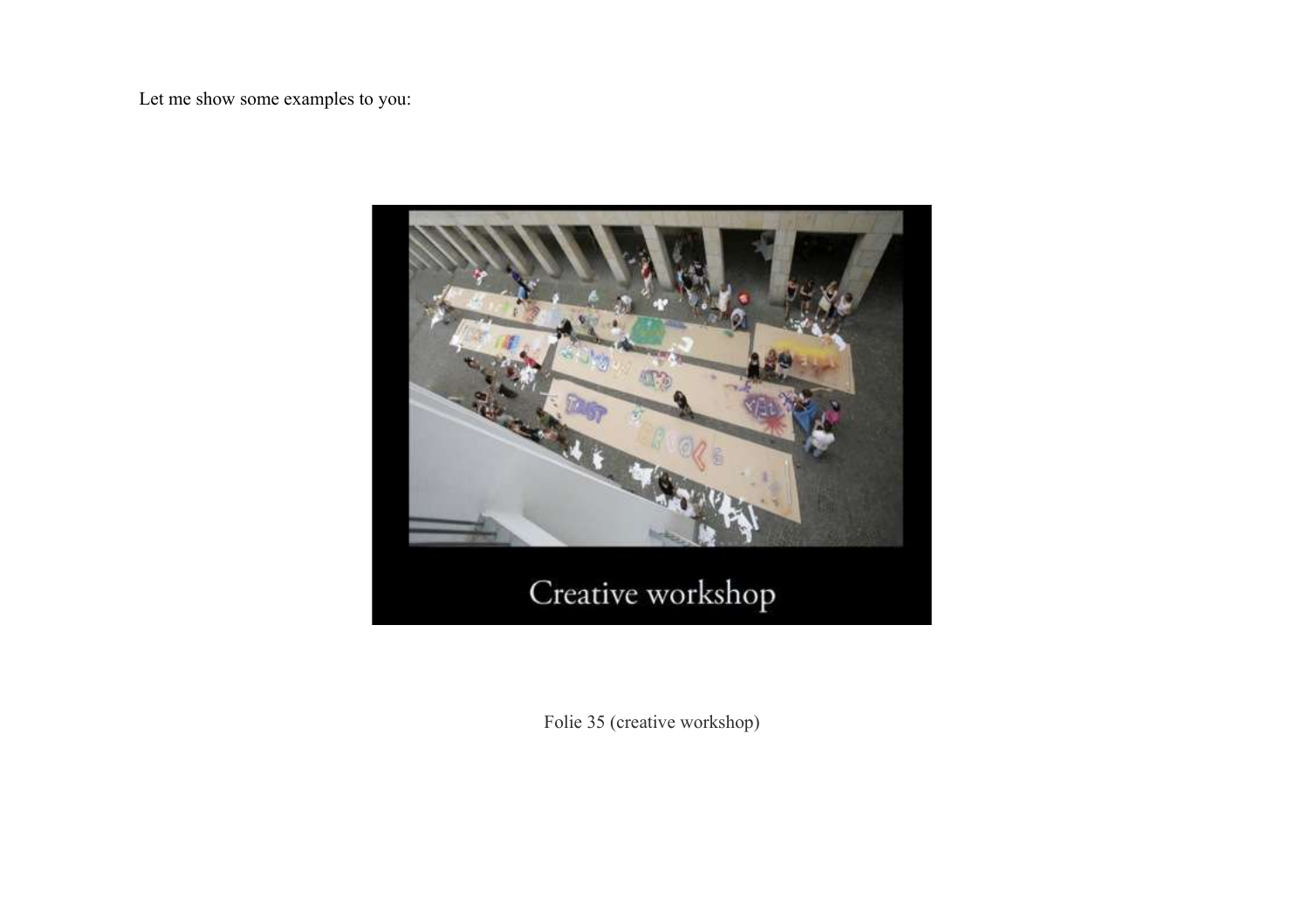Let me show some examples to you:

Creative workshop

Folie 35 (creative workshop)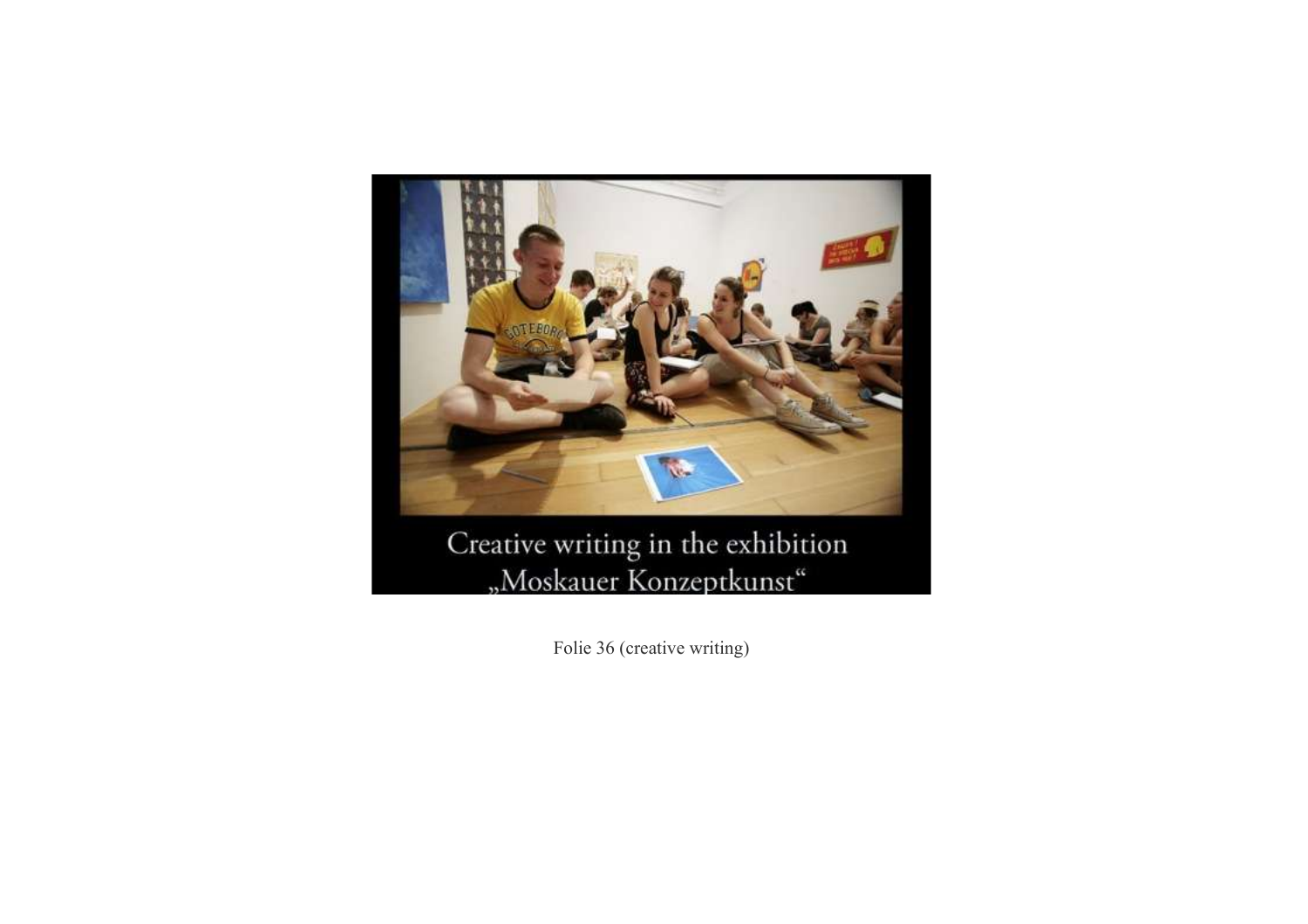Creative writing in the exhibition „Moskauer Konzeptkunst"

Folie 36 (creative writing)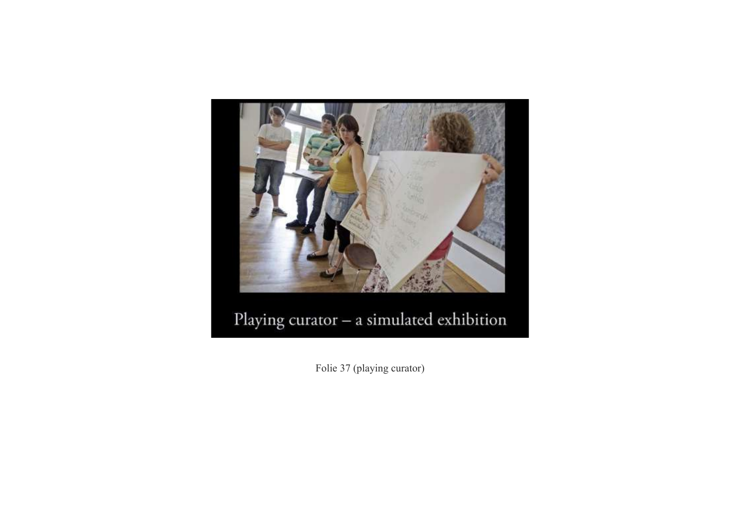Playing curator – a simulated exhibition

Folie 37 (playing curator)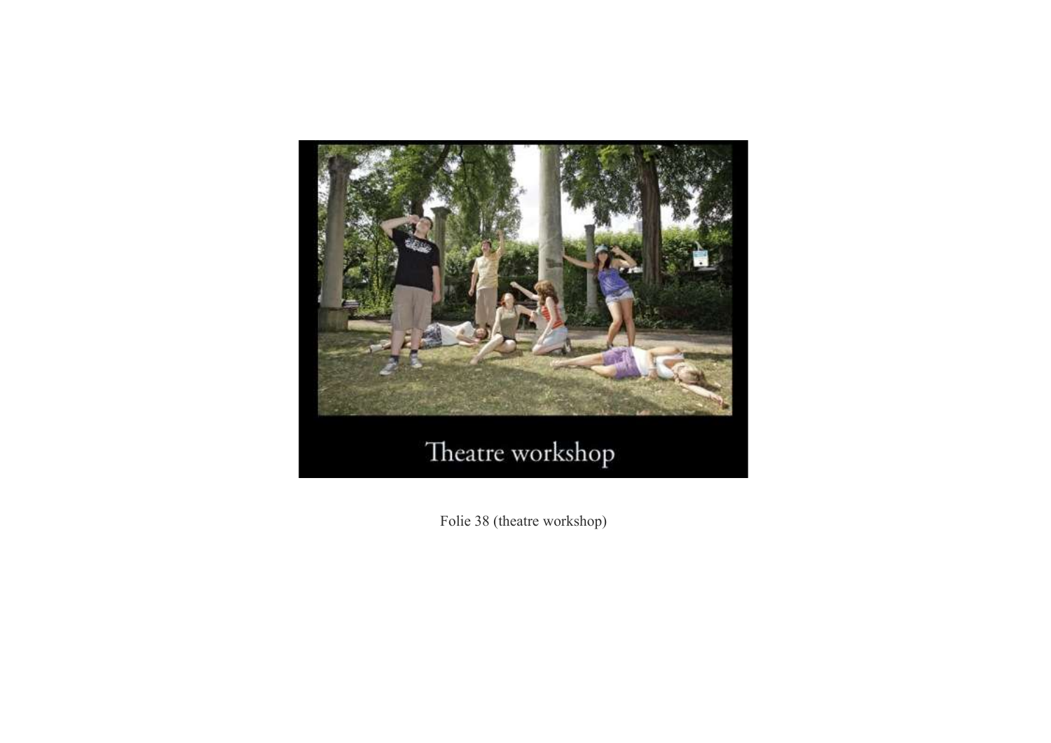Theatre workshop

Folie 38 (theatre workshop)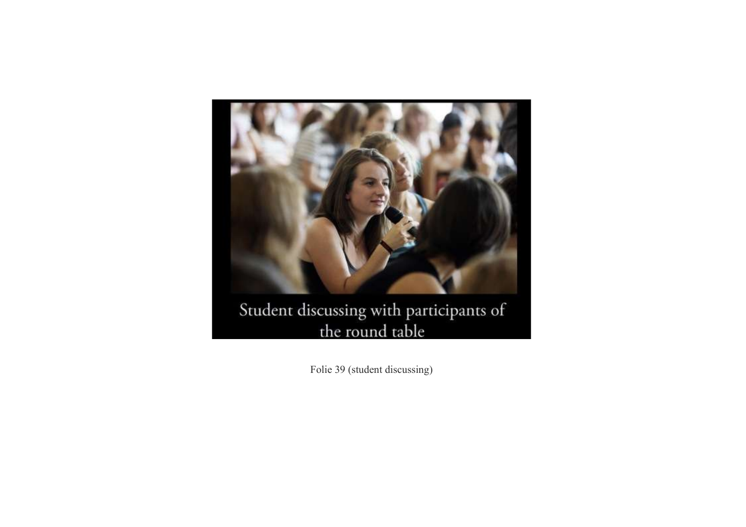Student discussing with participants of the round table

Folie 39 (student discussing)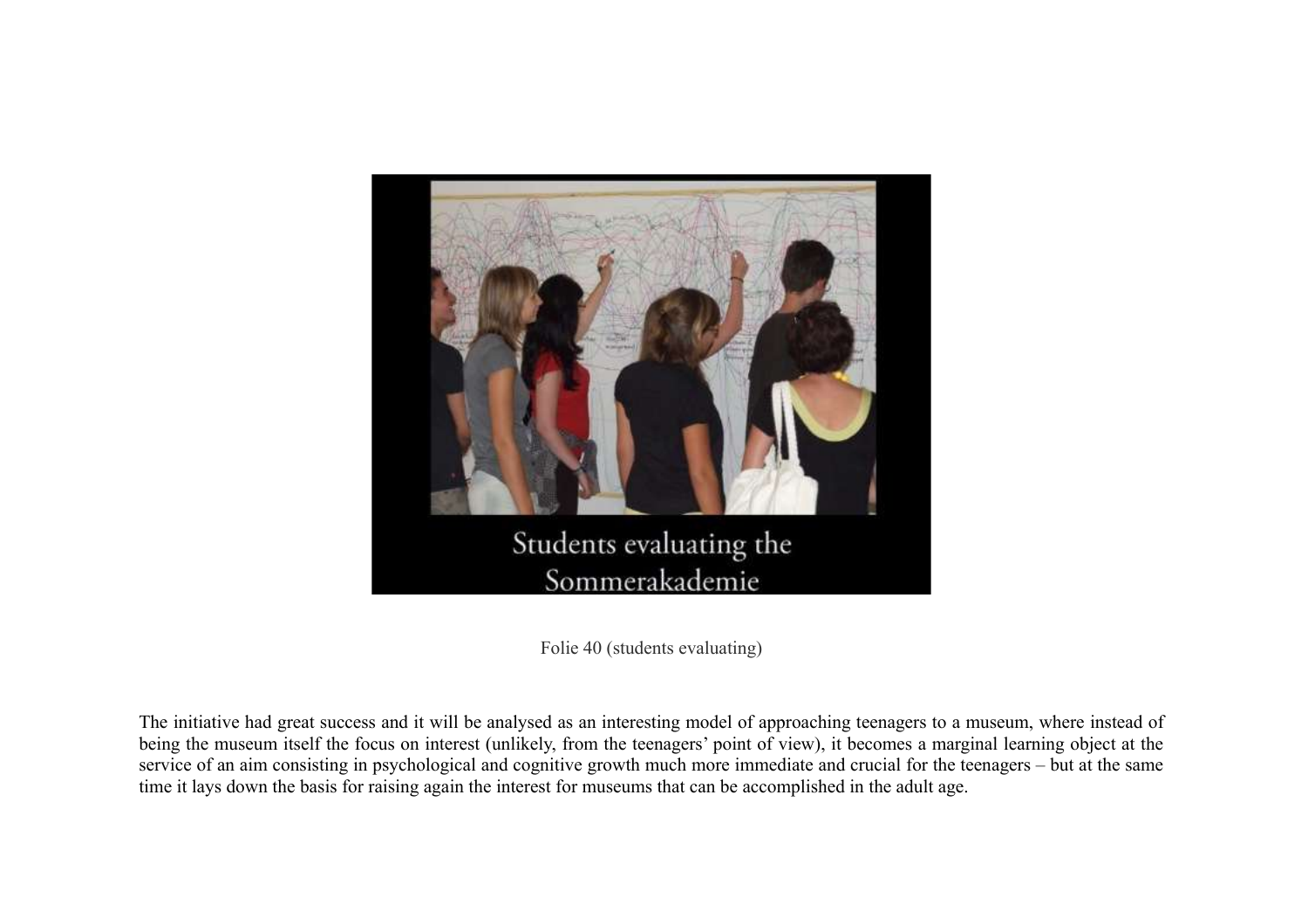Students evaluating the Sommerakademie

Folie 40 (students evaluating)

The initiative had great success and it will be analysed as an interesting model of approaching teenagers to a museum, where instead of being the museum itself the focus on interest (unlikely, from the teenagers' point of view), it becomes a marginal learning object at the service of an aim consisting in psychological and cognitive growth much more immediate and crucial for the teenagers – but at the same time it lays down the basis for raising again the interest for museums that can be accomplished in the adult age.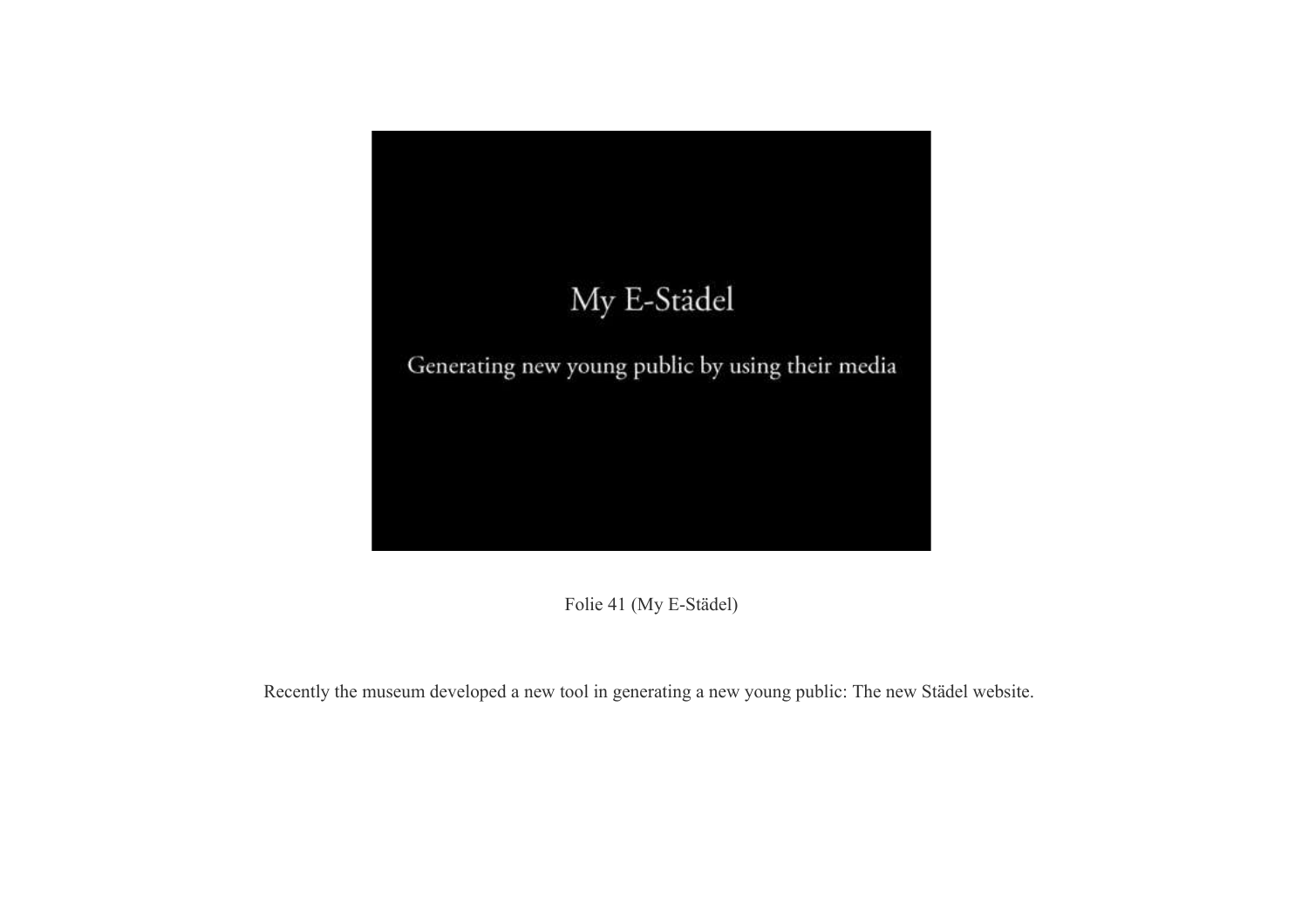My E-Städel

Generating new young public by using their media

Folie 41 (My E-Städel)

Recently the museum developed a new tool in generating a new young public: The new Städel website.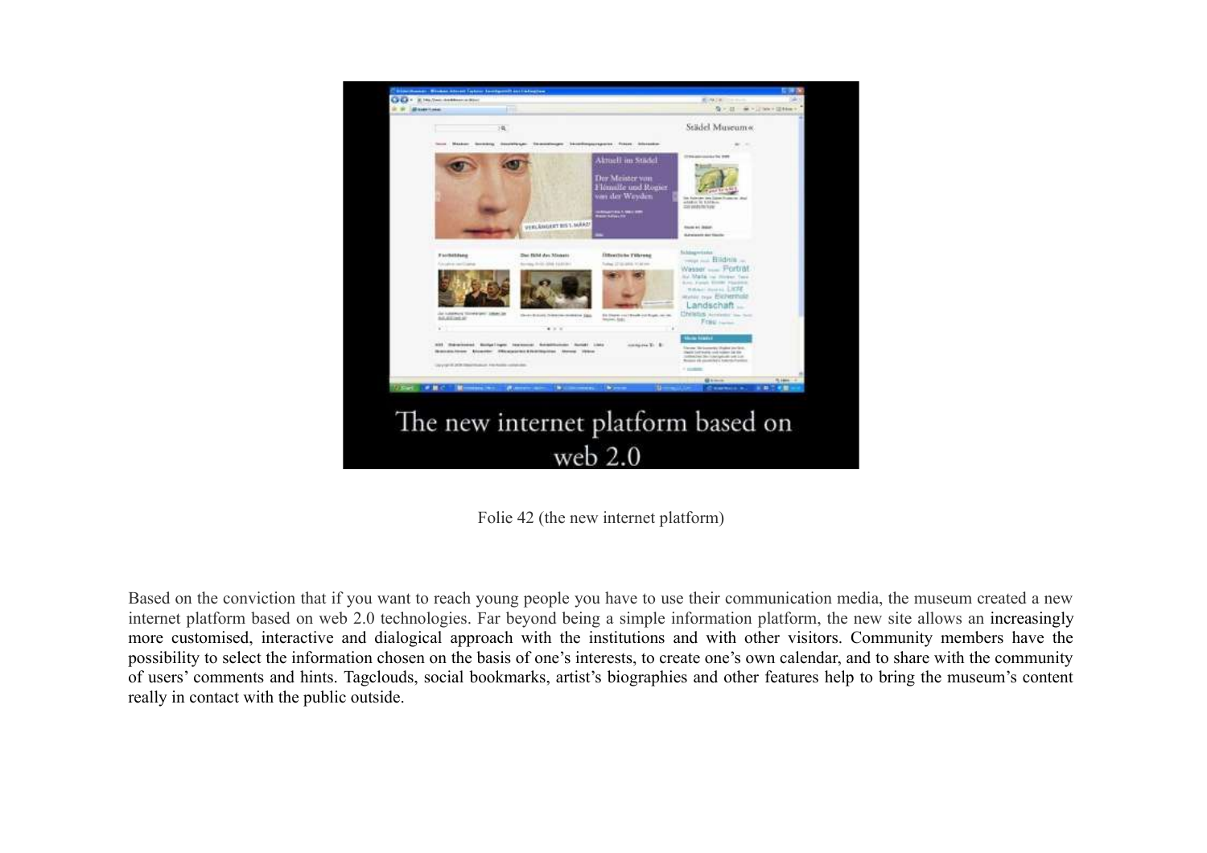Folie 42 (the new internet platform)

Based on the conviction that if you want to reach young people you have to use their communication media, the museum created a new internet platform based on web 2.0 technologies. Far beyond being a simple information platform, the new site allows an increasingly more customised, interactive and dialogical approach with the institutions and with other visitors. Community members have the possibility to select the information chosen on the basis of one's interests, to create one's own calendar, and to share with the community of users' comments and hints. Tagclouds, social bookmarks, artist's biographies and other features help to bring the museum's content really in contact with the public outside.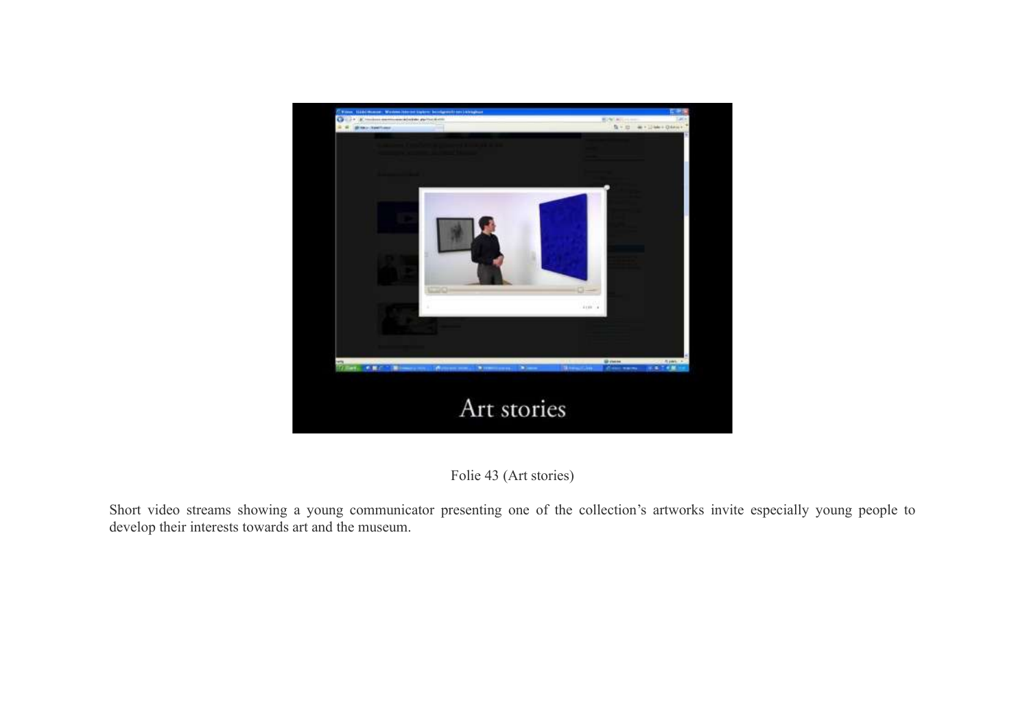Folie 43 (Art stories)

Short video streams showing a young communicator presenting one of the collection's artworks invite especially young people to develop their interests towards art and the museum.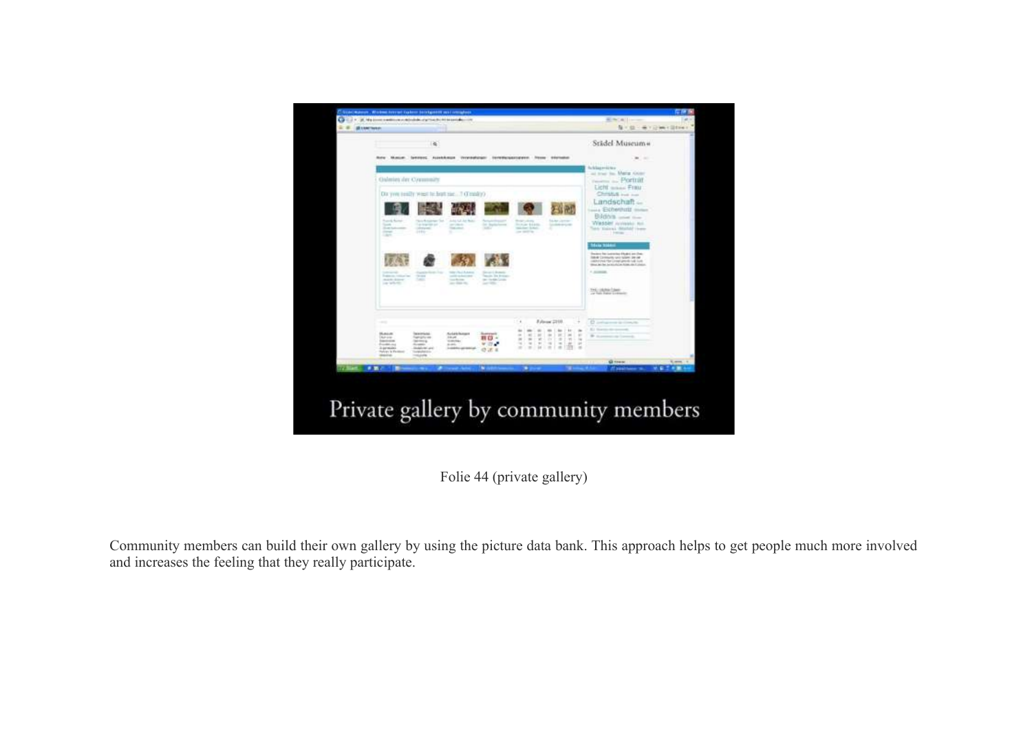Private gallery by community members

Folie 44 (private gallery)

Community members can build their own gallery by using the picture data bank. This approach helps to get people much more involved and increases the feeling that they really participate.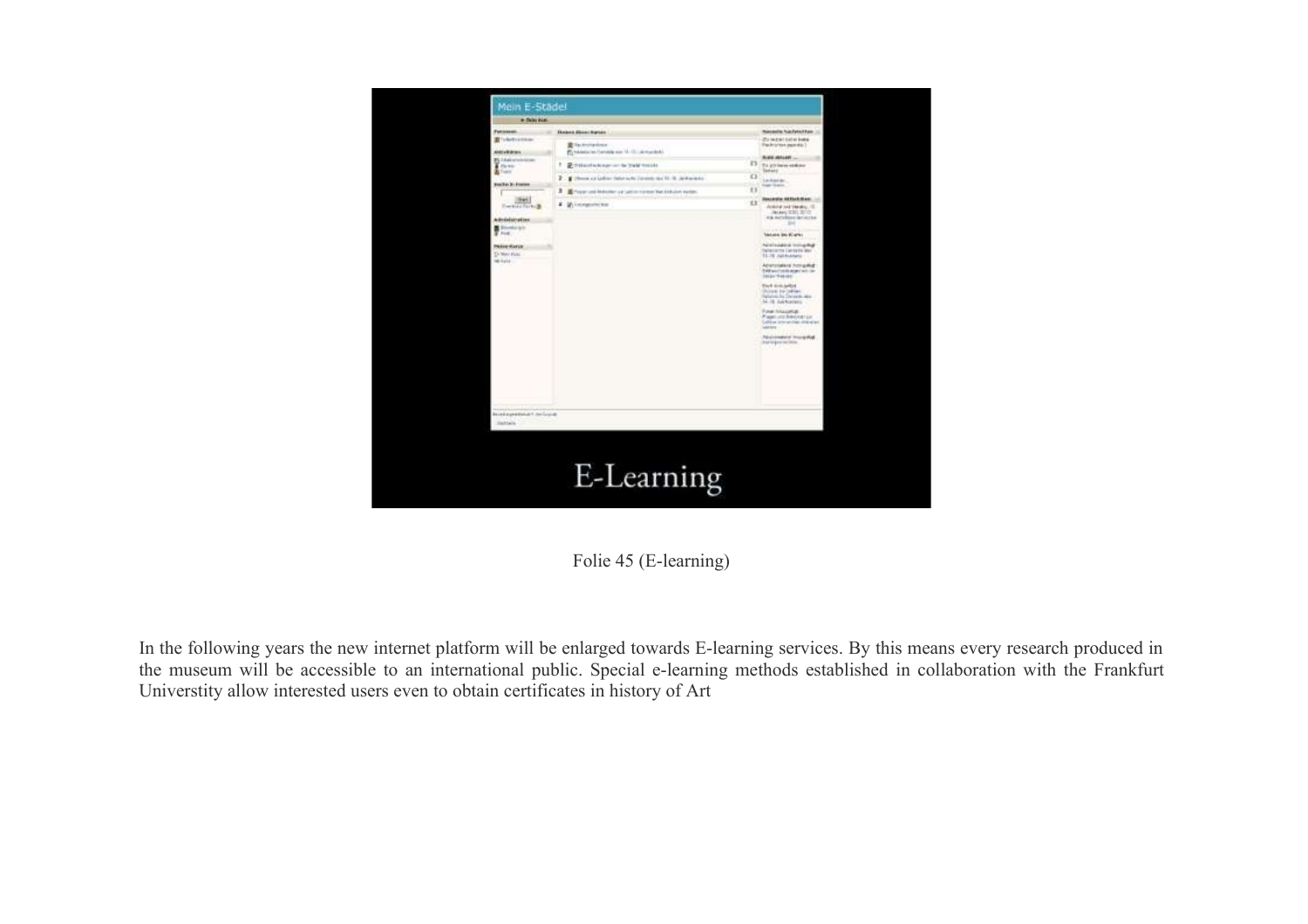Folie 45 (E-learning)

In the following years the new internet platform will be enlarged towards E-learning services. By this means every research produced in the museum will be accessible to an international public. Special e-learning methods established in collaboration with the Frankfurt Universtity allow interested users even to obtain certificates in history of Art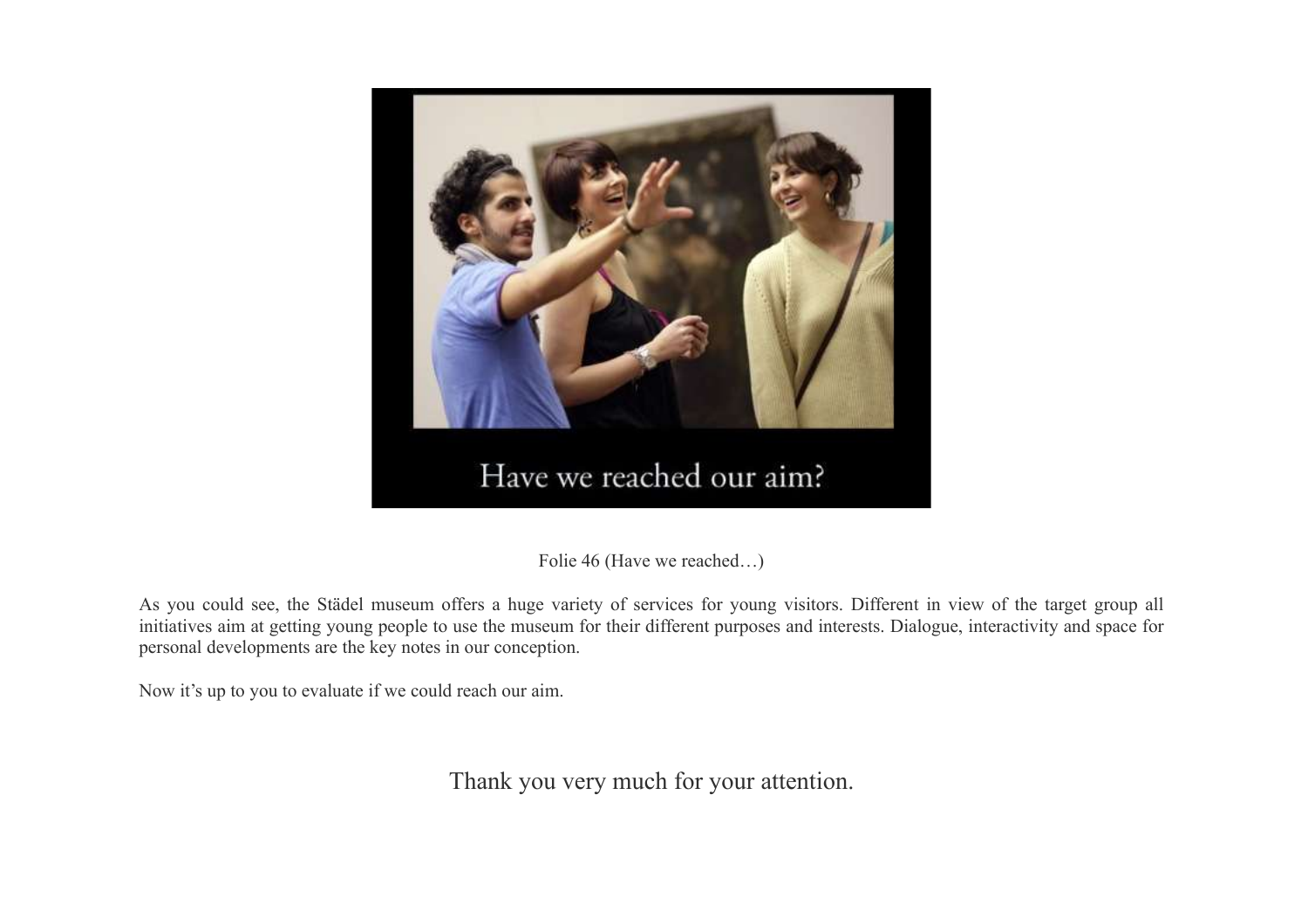Have we reached our aim?

Folie 46 (Have we reached…)

As you could see, the Städel museum offers a huge variety of services for young visitors. Different in view of the target group all initiatives aim at getting young people to use the museum for their different purposes and interests. Dialogue, interactivity and space for personal developments are the key notes in our conception.

Now it's up to you to evaluate if we could reach our aim.

Thank you very much for your attention.